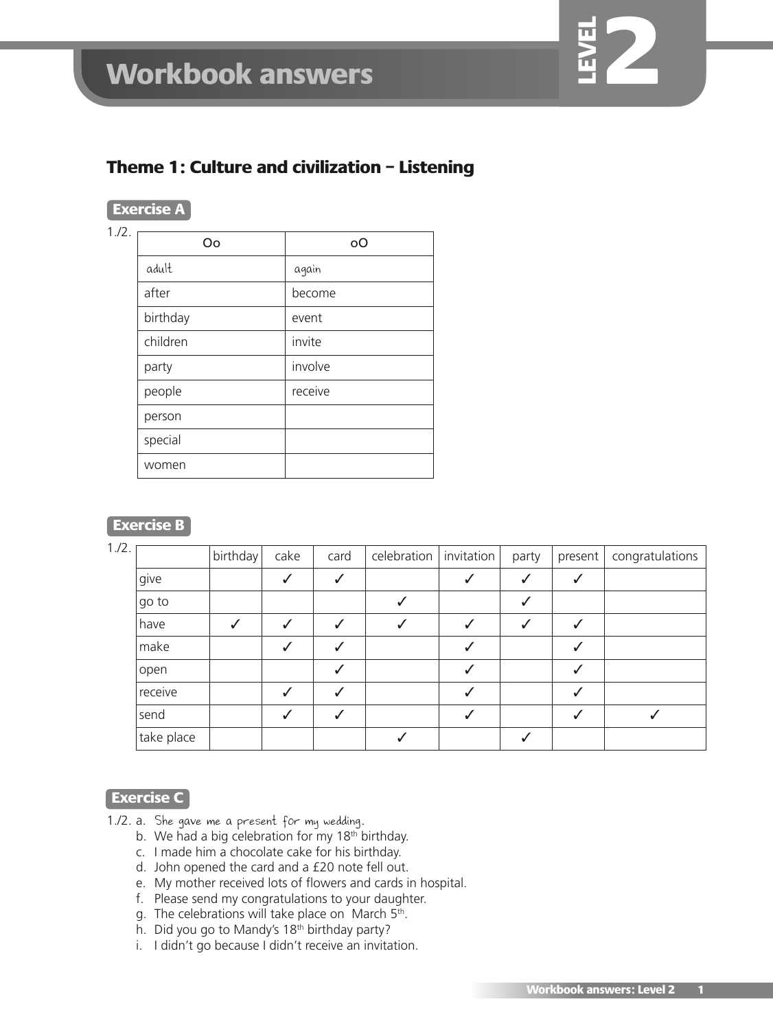# Workbook answers — LEVEL 2

## Theme 1: Culture and civilization – Listening

### Exercise A

1./2.

| Oo | oO |
|---|---|
| adult | again |
| after | become |
| birthday | event |
| children | invite |
| party | involve |
| people | receive |
| person | |
| special | |
| women | |

### Exercise B

1./2.

| | birthday | cake | card | celebration | invitation | party | present | congratulations |
|---|---|---|---|---|---|---|---|---|
| give | | ✓ | ✓ | | ✓ | ✓ | ✓ | |
| go to | | | | ✓ | | ✓ | | |
| have | ✓ | ✓ | ✓ | ✓ | ✓ | ✓ | ✓ | |
| make | | ✓ | ✓ | | ✓ | | ✓ | |
| open | | | ✓ | | ✓ | | ✓ | |
| receive | | ✓ | ✓ | | ✓ | | ✓ | |
| send | | ✓ | ✓ | | ✓ | | ✓ | ✓ |
| take place | | | | ✓ | | ✓ | | |

### Exercise C

1./2.
a. She gave me a present for my wedding.
b. We had a big celebration for my 18th birthday.
c. I made him a chocolate cake for his birthday.
d. John opened the card and a £20 note fell out.
e. My mother received lots of flowers and cards in hospital.
f. Please send my congratulations to your daughter.
g. The celebrations will take place on March 5th.
h. Did you go to Mandy's 18th birthday party?
i. I didn't go because I didn't receive an invitation.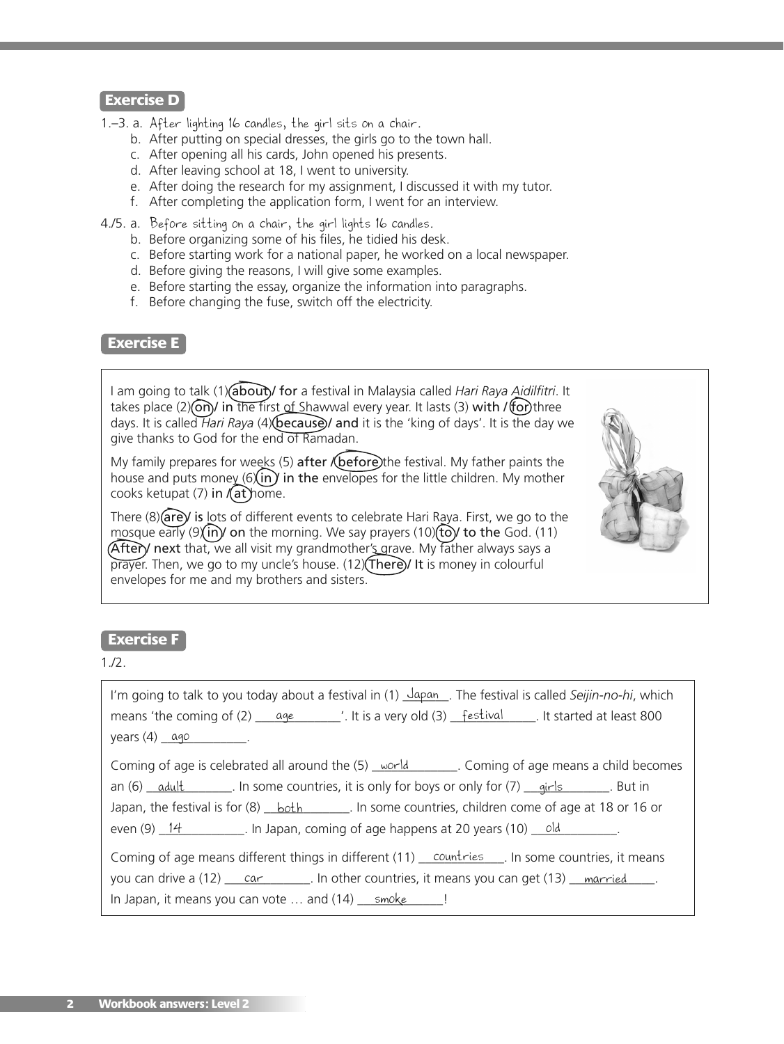## Exercise D

1.–3. a. After lighting 16 candles, the girl sits on a chair.
   b. After putting on special dresses, the girls go to the town hall.
   c. After opening all his cards, John opened his presents.
   d. After leaving school at 18, I went to university.
   e. After doing the research for my assignment, I discussed it with my tutor.
   f. After completing the application form, I went for an interview.

4./5. a. Before sitting on a chair, the girl lights 16 candles.
   b. Before organizing some of his files, he tidied his desk.
   c. Before starting work for a national paper, he worked on a local newspaper.
   d. Before giving the reasons, I will give some examples.
   e. Before starting the essay, organize the information into paragraphs.
   f. Before changing the fuse, switch off the electricity.

## Exercise E

I am going to talk (1) (about) / for a festival in Malaysia called *Hari Raya Aidilfitri*. It takes place (2) (on) / in the first of Shawwal every year. It lasts (3) with / (for) three days. It is called *Hari Raya* (4) (because) / and it is the 'king of days'. It is the day we give thanks to God for the end of Ramadan.

My family prepares for weeks (5) after / (before) the festival. My father paints the house and puts money (6) (in) / in the envelopes for the little children. My mother cooks ketupat (7) in / (at) home.

There (8) (are) / is lots of different events to celebrate Hari Raya. First, we go to the mosque early (9) (in) / on the morning. We say prayers (10) (to) / to the God. (11) (After) / next that, we all visit my grandmother's grave. My father always says a prayer. Then, we go to my uncle's house. (12) (There) / It is money in colourful envelopes for me and my brothers and sisters.

## Exercise F

1./2.

I'm going to talk to you today about a festival in (1) Japan. The festival is called *Seijin-no-hi*, which means 'the coming of (2) age'. It is a very old (3) festival. It started at least 800 years (4) ago.

Coming of age is celebrated all around the (5) world. Coming of age means a child becomes an (6) adult. In some countries, it is only for boys or only for (7) girls. But in Japan, the festival is for (8) both. In some countries, children come of age at 18 or 16 or even (9) 14. In Japan, coming of age happens at 20 years (10) old.

Coming of age means different things in different (11) countries. In some countries, it means you can drive a (12) car. In other countries, it means you can get (13) married. In Japan, it means you can vote … and (14) smoke!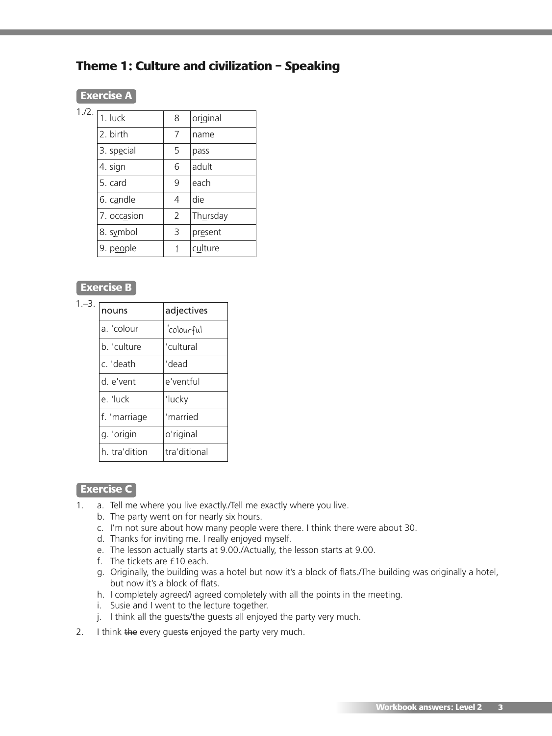# Theme 1: Culture and civilization – Speaking

## Exercise A

1./2.

| 1. luck | 8 | original |
|---|---|---|
| 2. birth | 7 | name |
| 3. special | 5 | pass |
| 4. sign | 6 | adult |
| 5. card | 9 | each |
| 6. candle | 4 | die |
| 7. occasion | 2 | Thursday |
| 8. symbol | 3 | present |
| 9. people | 1 | culture |

## Exercise B

1.–3.

| nouns | adjectives |
|---|---|
| a. 'colour | 'colourful |
| b. 'culture | 'cultural |
| c. 'death | 'dead |
| d. e'vent | e'ventful |
| e. 'luck | 'lucky |
| f. 'marriage | 'married |
| g. 'origin | o'riginal |
| h. tra'dition | tra'ditional |

## Exercise C

1. a. Tell me where you live exactly./Tell me exactly where you live.
   b. The party went on for nearly six hours.
   c. I'm not sure about how many people were there. I think there were about 30.
   d. Thanks for inviting me. I really enjoyed myself.
   e. The lesson actually starts at 9.00./Actually, the lesson starts at 9.00.
   f. The tickets are £10 each.
   g. Originally, the building was a hotel but now it's a block of flats./The building was originally a hotel, but now it's a block of flats.
   h. I completely agreed/I agreed completely with all the points in the meeting.
   i. Susie and I went to the lecture together.
   j. I think all the guests/the guests all enjoyed the party very much.
2. I think ~~the~~ every guest~~s~~ enjoyed the party very much.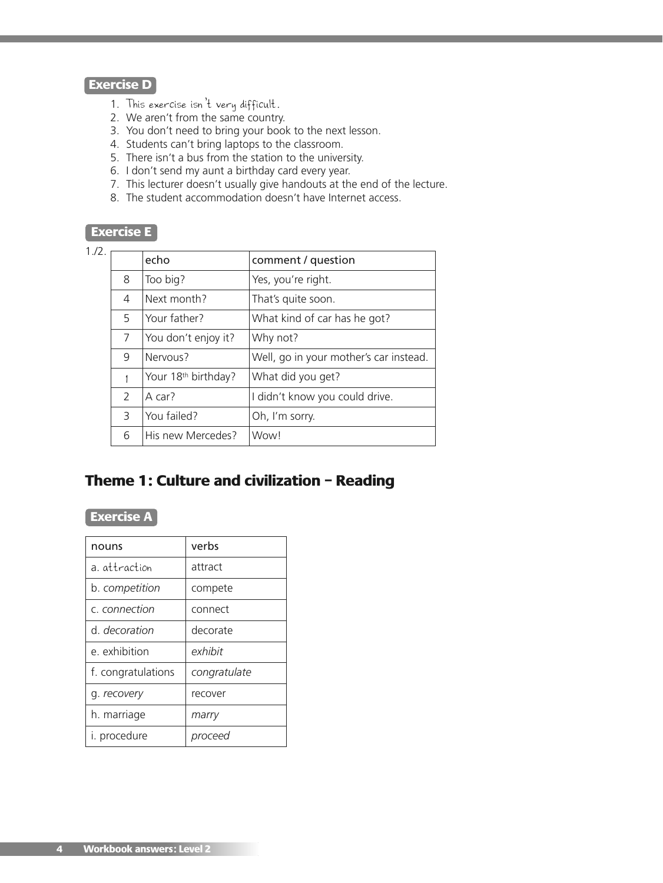**Exercise D**

1. This exercise isn't very difficult.
2. We aren't from the same country.
3. You don't need to bring your book to the next lesson.
4. Students can't bring laptops to the classroom.
5. There isn't a bus from the station to the university.
6. I don't send my aunt a birthday card every year.
7. This lecturer doesn't usually give handouts at the end of the lecture.
8. The student accommodation doesn't have Internet access.

**Exercise E**

1./2.

| | echo | comment / question |
|---|---|---|
| 8 | Too big? | Yes, you're right. |
| 4 | Next month? | That's quite soon. |
| 5 | Your father? | What kind of car has he got? |
| 7 | You don't enjoy it? | Why not? |
| 9 | Nervous? | Well, go in your mother's car instead. |
| 1 | Your 18th birthday? | What did you get? |
| 2 | A car? | I didn't know you could drive. |
| 3 | You failed? | Oh, I'm sorry. |
| 6 | His new Mercedes? | Wow! |

## Theme 1: Culture and civilization – Reading

**Exercise A**

| nouns | verbs |
|---|---|
| a. attraction | attract |
| b. *competition* | compete |
| c. *connection* | connect |
| d. *decoration* | decorate |
| e. exhibition | *exhibit* |
| f. congratulations | *congratulate* |
| g. *recovery* | recover |
| h. marriage | *marry* |
| i. procedure | *proceed* |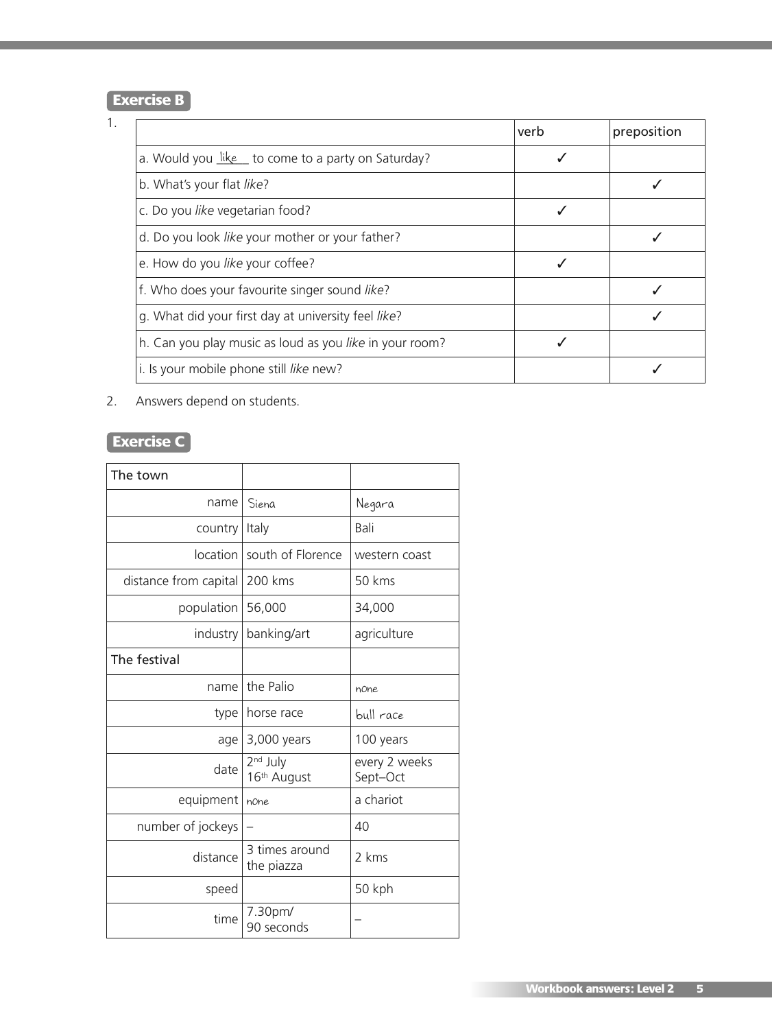## Exercise B

1.

| | verb | preposition |
|---|---|---|
| a. Would you like to come to a party on Saturday? | ✓ | |
| b. What's your flat *like*? | | ✓ |
| c. Do you *like* vegetarian food? | ✓ | |
| d. Do you look *like* your mother or your father? | | ✓ |
| e. How do you *like* your coffee? | ✓ | |
| f. Who does your favourite singer sound *like*? | | ✓ |
| g. What did your first day at university feel *like*? | | ✓ |
| h. Can you play music as loud as you *like* in your room? | ✓ | |
| i. Is your mobile phone still *like* new? | | ✓ |

2. Answers depend on students.

## Exercise C

| The town | | |
|---|---|---|
| name | Siena | Negara |
| country | Italy | Bali |
| location | south of Florence | western coast |
| distance from capital | 200 kms | 50 kms |
| population | 56,000 | 34,000 |
| industry | banking/art | agriculture |
| **The festival** | | |
| name | the Palio | none |
| type | horse race | bull race |
| age | 3,000 years | 100 years |
| date | 2nd July 16th August | every 2 weeks Sept–Oct |
| equipment | none | a chariot |
| number of jockeys | – | 40 |
| distance | 3 times around the piazza | 2 kms |
| speed | | 50 kph |
| time | 7.30pm/ 90 seconds | – |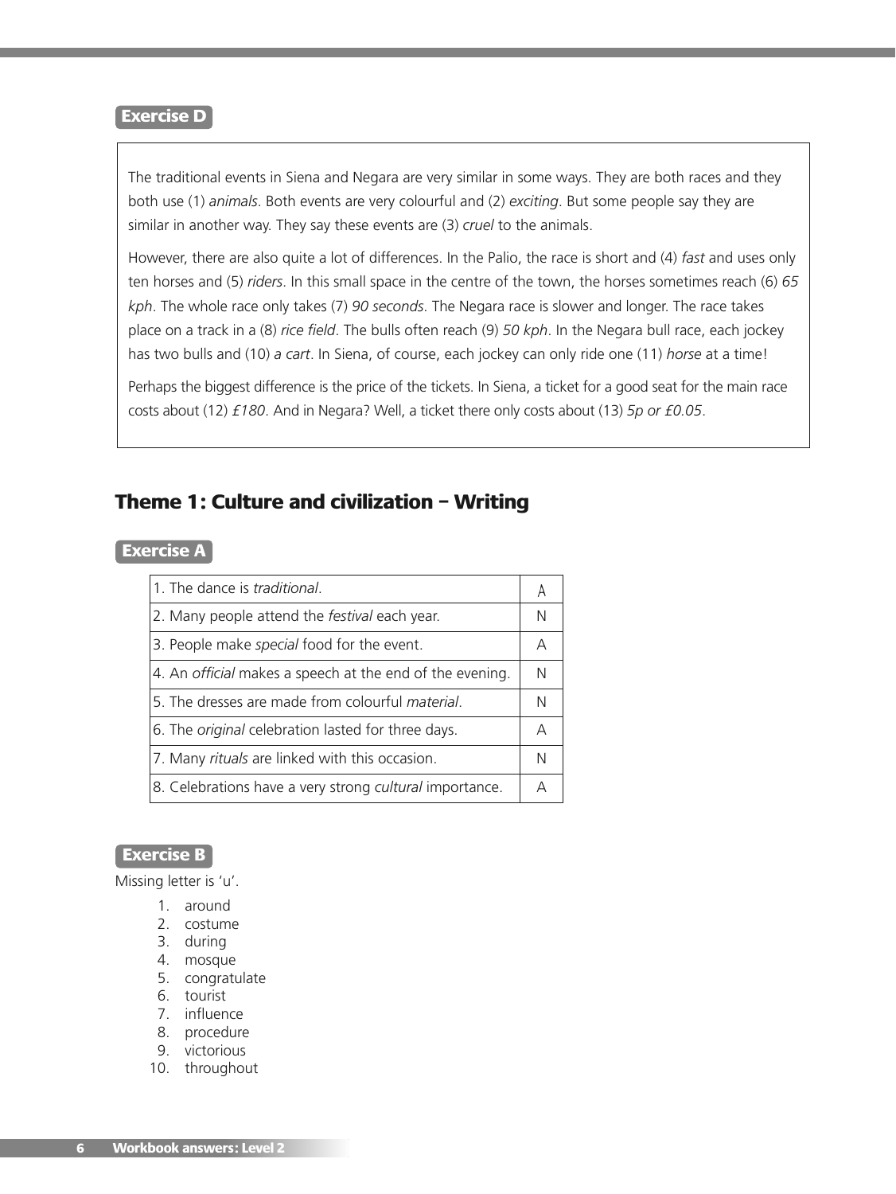### Exercise D

The traditional events in Siena and Negara are very similar in some ways. They are both races and they both use (1) *animals*. Both events are very colourful and (2) *exciting*. But some people say they are similar in another way. They say these events are (3) *cruel* to the animals.

However, there are also quite a lot of differences. In the Palio, the race is short and (4) *fast* and uses only ten horses and (5) *riders*. In this small space in the centre of the town, the horses sometimes reach (6) *65 kph*. The whole race only takes (7) *90 seconds*. The Negara race is slower and longer. The race takes place on a track in a (8) *rice field*. The bulls often reach (9) *50 kph*. In the Negara bull race, each jockey has two bulls and (10) *a cart*. In Siena, of course, each jockey can only ride one (11) *horse* at a time!

Perhaps the biggest difference is the price of the tickets. In Siena, a ticket for a good seat for the main race costs about (12) *£180*. And in Negara? Well, a ticket there only costs about (13) *5p or £0.05*.

## Theme 1: Culture and civilization – Writing

### Exercise A

| | |
|---|---|
| 1. The dance is *traditional*. | A |
| 2. Many people attend the *festival* each year. | N |
| 3. People make *special* food for the event. | A |
| 4. An *official* makes a speech at the end of the evening. | N |
| 5. The dresses are made from colourful *material*. | N |
| 6. The *original* celebration lasted for three days. | A |
| 7. Many *rituals* are linked with this occasion. | N |
| 8. Celebrations have a very strong *cultural* importance. | A |

### Exercise B

Missing letter is 'u'.

1. around
2. costume
3. during
4. mosque
5. congratulate
6. tourist
7. influence
8. procedure
9. victorious
10. throughout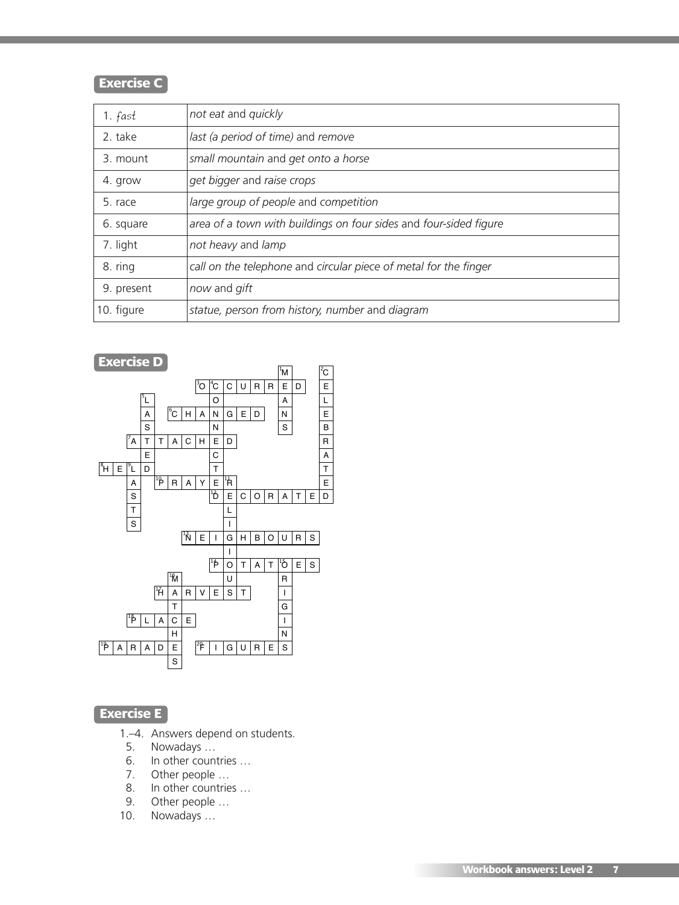## Exercise C

| | |
|---|---|
| 1. *fast* | *not eat* and *quickly* |
| 2. take | *last (a period of time)* and *remove* |
| 3. mount | *small mountain* and *get onto a horse* |
| 4. grow | *get bigger* and *raise crops* |
| 5. race | *large group of people* and *competition* |
| 6. square | *area of a town with buildings on four sides* and *four-sided figure* |
| 7. light | *not heavy* and *lamp* |
| 8. ring | *call on the telephone* and *circular piece of metal for the finger* |
| 9. present | *now* and *gift* |
| 10. figure | *statue, person from history, number* and *diagram* |

## Exercise D

```
                          M     C
              O C C U R R E D   E
      L         O         A     L
      A   C H A N G E D   N     E
      S         N         S     B
    A T T A C H E D             R
      E         C               A
H E L D         T               T
    A   P R A Y E R             E
    S           D E C O R A T E D
    T             L
    S             I
            N E I G H B O U R S
                  I
                P O T A T O E S
          M       U       R
        H A R V E S T     I
          T               G
    P L A C E             I
          H               N
P A R A D E   F I G U R E S
          S
```

## Exercise E

1.–4. Answers depend on students.
5. Nowadays …
6. In other countries …
7. Other people …
8. In other countries …
9. Other people …
10. Nowadays …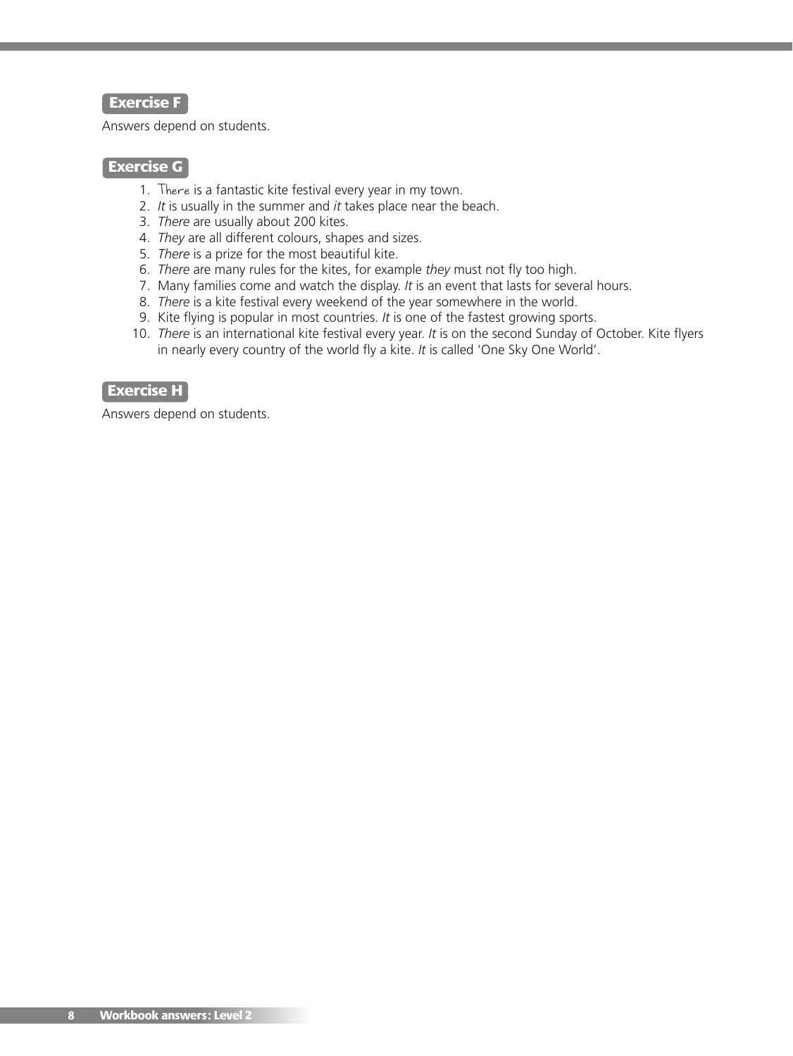## Exercise F

Answers depend on students.

## Exercise G

1. There is a fantastic kite festival every year in my town.
2. *It* is usually in the summer and *it* takes place near the beach.
3. *There* are usually about 200 kites.
4. *They* are all different colours, shapes and sizes.
5. *There* is a prize for the most beautiful kite.
6. *There* are many rules for the kites, for example *they* must not fly too high.
7. Many families come and watch the display. *It* is an event that lasts for several hours.
8. *There* is a kite festival every weekend of the year somewhere in the world.
9. Kite flying is popular in most countries. *It* is one of the fastest growing sports.
10. *There* is an international kite festival every year. *It* is on the second Sunday of October. Kite flyers in nearly every country of the world fly a kite. *It* is called 'One Sky One World'.

## Exercise H

Answers depend on students.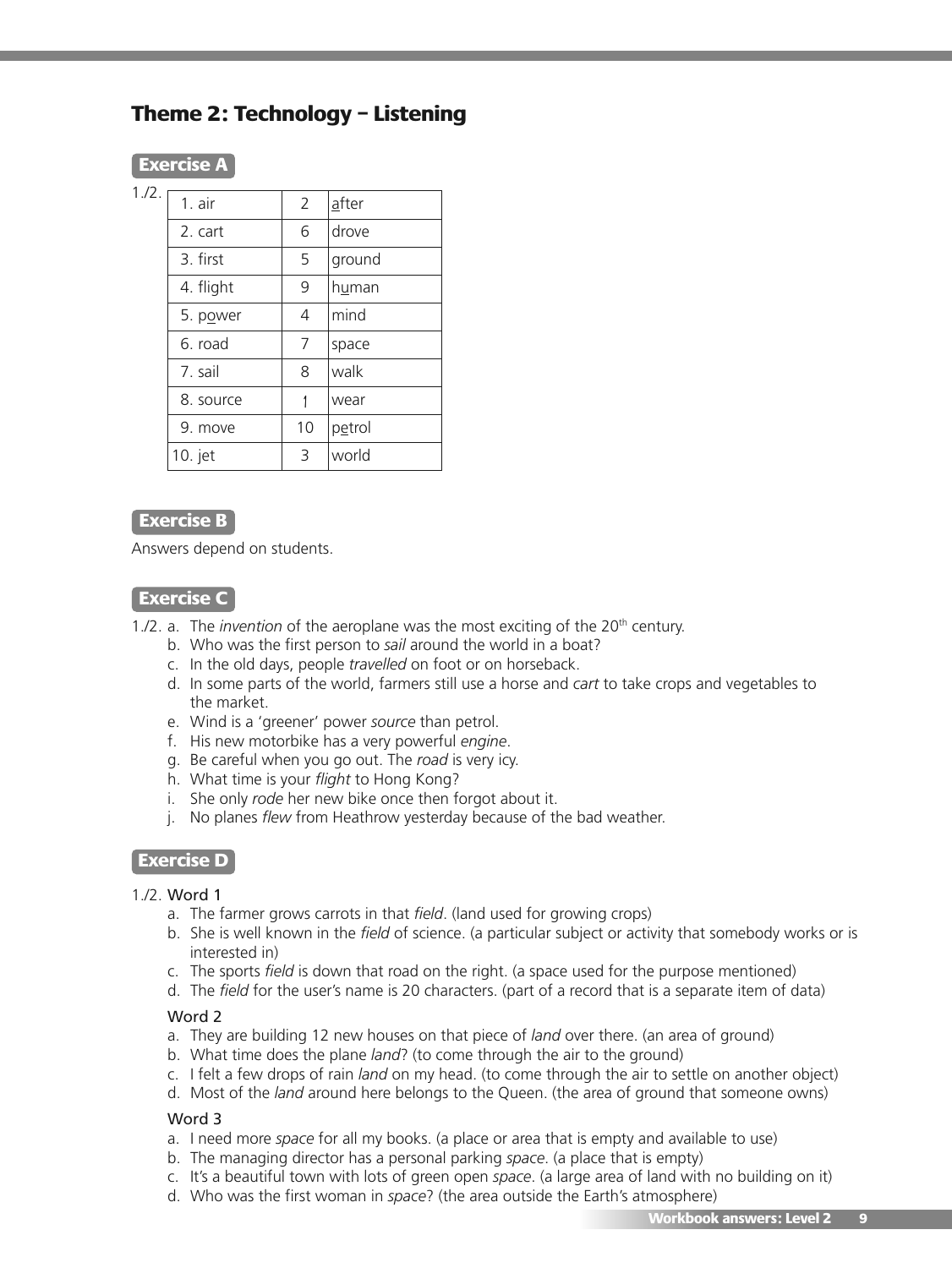## Theme 2: Technology – Listening

### Exercise A

1./2.

| | | |
|---|---|---|
| 1. air | 2 | after |
| 2. cart | 6 | drove |
| 3. first | 5 | ground |
| 4. flight | 9 | human |
| 5. power | 4 | mind |
| 6. road | 7 | space |
| 7. sail | 8 | walk |
| 8. source | 1 | wear |
| 9. move | 10 | petrol |
| 10. jet | 3 | world |

### Exercise B

Answers depend on students.

### Exercise C

1./2.
a. The *invention* of the aeroplane was the most exciting of the 20th century.
b. Who was the first person to *sail* around the world in a boat?
c. In the old days, people *travelled* on foot or on horseback.
d. In some parts of the world, farmers still use a horse and *cart* to take crops and vegetables to the market.
e. Wind is a 'greener' power *source* than petrol.
f. His new motorbike has a very powerful *engine*.
g. Be careful when you go out. The *road* is very icy.
h. What time is your *flight* to Hong Kong?
i. She only *rode* her new bike once then forgot about it.
j. No planes *flew* from Heathrow yesterday because of the bad weather.

### Exercise D

1./2. Word 1

a. The farmer grows carrots in that *field*. (land used for growing crops)
b. She is well known in the *field* of science. (a particular subject or activity that somebody works or is interested in)
c. The sports *field* is down that road on the right. (a space used for the purpose mentioned)
d. The *field* for the user's name is 20 characters. (part of a record that is a separate item of data)

Word 2

a. They are building 12 new houses on that piece of *land* over there. (an area of ground)
b. What time does the plane *land*? (to come through the air to the ground)
c. I felt a few drops of rain *land* on my head. (to come through the air to settle on another object)
d. Most of the *land* around here belongs to the Queen. (the area of ground that someone owns)

Word 3

a. I need more *space* for all my books. (a place or area that is empty and available to use)
b. The managing director has a personal parking *space*. (a place that is empty)
c. It's a beautiful town with lots of green open *space*. (a large area of land with no building on it)
d. Who was the first woman in *space*? (the area outside the Earth's atmosphere)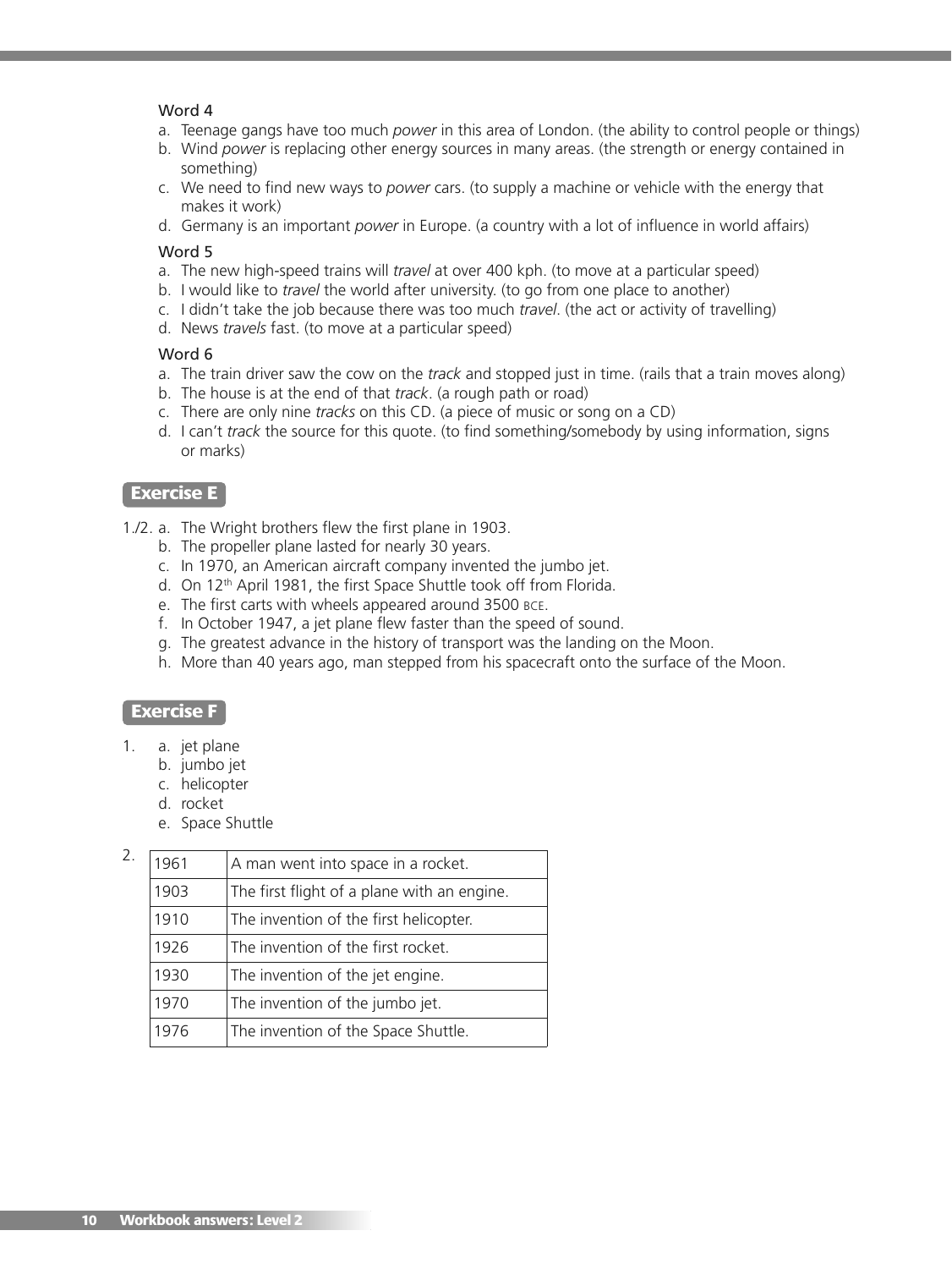Word 4

a. Teenage gangs have too much *power* in this area of London. (the ability to control people or things)
b. Wind *power* is replacing other energy sources in many areas. (the strength or energy contained in something)
c. We need to find new ways to *power* cars. (to supply a machine or vehicle with the energy that makes it work)
d. Germany is an important *power* in Europe. (a country with a lot of influence in world affairs)

Word 5

a. The new high-speed trains will *travel* at over 400 kph. (to move at a particular speed)
b. I would like to *travel* the world after university. (to go from one place to another)
c. I didn't take the job because there was too much *travel*. (the act or activity of travelling)
d. News *travels* fast. (to move at a particular speed)

Word 6

a. The train driver saw the cow on the *track* and stopped just in time. (rails that a train moves along)
b. The house is at the end of that *track*. (a rough path or road)
c. There are only nine *tracks* on this CD. (a piece of music or song on a CD)
d. I can't *track* the source for this quote. (to find something/somebody by using information, signs or marks)

## Exercise E

1./2. a. The Wright brothers flew the first plane in 1903.
b. The propeller plane lasted for nearly 30 years.
c. In 1970, an American aircraft company invented the jumbo jet.
d. On 12th April 1981, the first Space Shuttle took off from Florida.
e. The first carts with wheels appeared around 3500 BCE.
f. In October 1947, a jet plane flew faster than the speed of sound.
g. The greatest advance in the history of transport was the landing on the Moon.
h. More than 40 years ago, man stepped from his spacecraft onto the surface of the Moon.

## Exercise F

1. a. jet plane
   b. jumbo jet
   c. helicopter
   d. rocket
   e. Space Shuttle

2.

| | |
|---|---|
| 1961 | A man went into space in a rocket. |
| 1903 | The first flight of a plane with an engine. |
| 1910 | The invention of the first helicopter. |
| 1926 | The invention of the first rocket. |
| 1930 | The invention of the jet engine. |
| 1970 | The invention of the jumbo jet. |
| 1976 | The invention of the Space Shuttle. |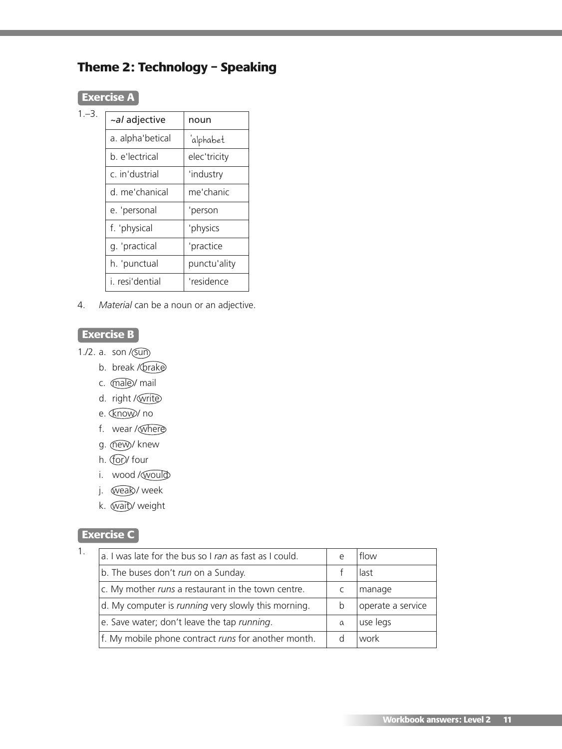## Theme 2: Technology – Speaking

### Exercise A

1.–3.

| ~*al* adjective | noun |
|---|---|
| a. alpha'betical | 'alphabet |
| b. e'lectrical | elec'tricity |
| c. in'dustrial | 'industry |
| d. me'chanical | me'chanic |
| e. 'personal | 'person |
| f. 'physical | 'physics |
| g. 'practical | 'practice |
| h. 'punctual | punctu'ality |
| i. resi'dential | 'residence |

4. *Material* can be a noun or an adjective.

### Exercise B

1./2.
- a. son / (sun)
- b. break / (brake)
- c. (male) / mail
- d. right / (write)
- e. (know) / no
- f. wear / (where)
- g. (new) / knew
- h. (for) / four
- i. wood / (would)
- j. (weak) / week
- k. (wait) / weight

### Exercise C

1.

| | | |
|---|---|---|
| a. I was late for the bus so I *ran* as fast as I could. | e | flow |
| b. The buses don't *run* on a Sunday. | f | last |
| c. My mother *runs* a restaurant in the town centre. | c | manage |
| d. My computer is *running* very slowly this morning. | b | operate a service |
| e. Save water; don't leave the tap *running*. | a | use legs |
| f. My mobile phone contract *runs* for another month. | d | work |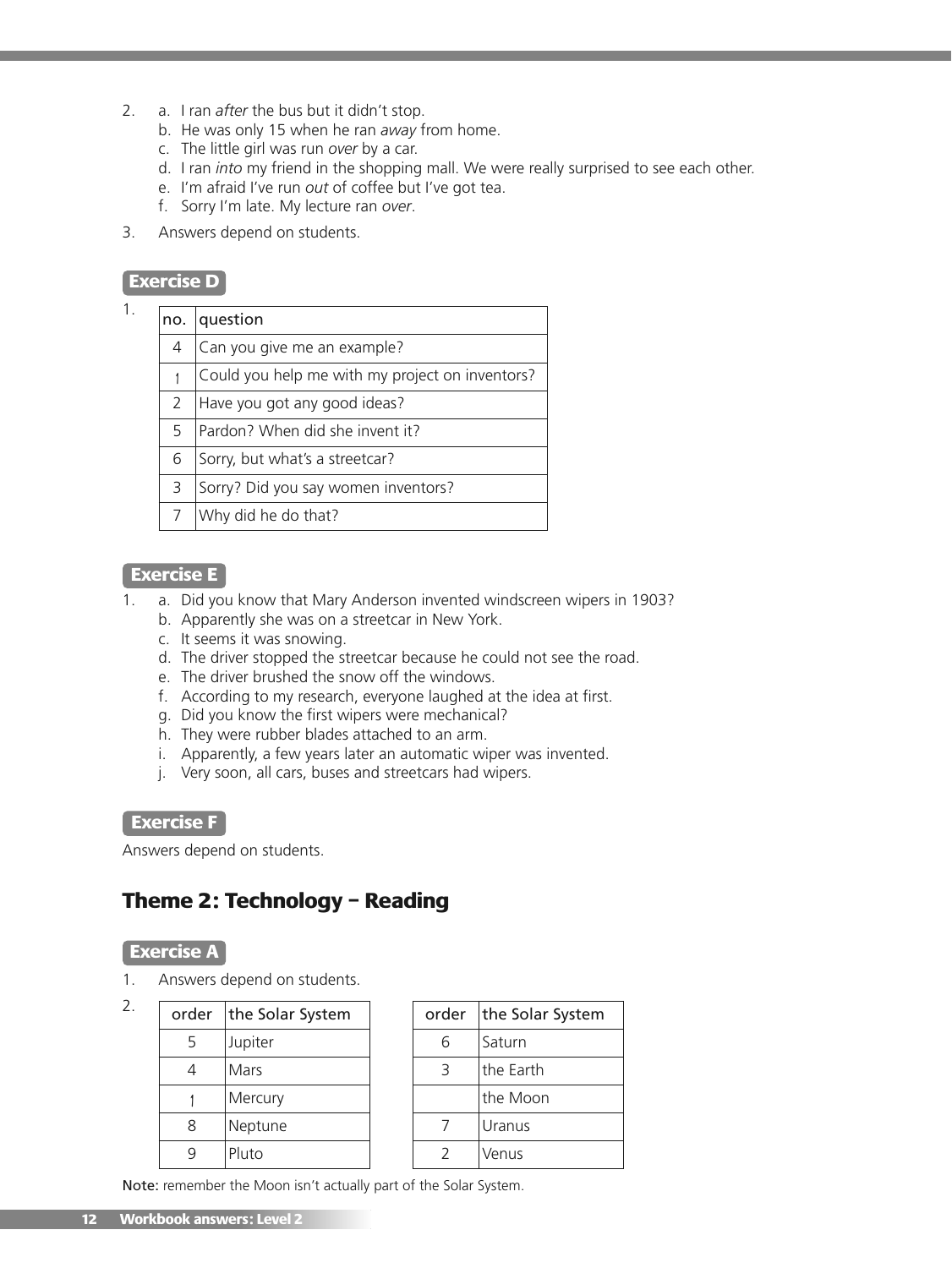2. a. I ran *after* the bus but it didn't stop.
   b. He was only 15 when he ran *away* from home.
   c. The little girl was run *over* by a car.
   d. I ran *into* my friend in the shopping mall. We were really surprised to see each other.
   e. I'm afraid I've run *out* of coffee but I've got tea.
   f. Sorry I'm late. My lecture ran *over*.

3. Answers depend on students.

**Exercise D**

1.

| no. | question |
|---|---|
| 4 | Can you give me an example? |
| 1 | Could you help me with my project on inventors? |
| 2 | Have you got any good ideas? |
| 5 | Pardon? When did she invent it? |
| 6 | Sorry, but what's a streetcar? |
| 3 | Sorry? Did you say women inventors? |
| 7 | Why did he do that? |

**Exercise E**

1. a. Did you know that Mary Anderson invented windscreen wipers in 1903?
   b. Apparently she was on a streetcar in New York.
   c. It seems it was snowing.
   d. The driver stopped the streetcar because he could not see the road.
   e. The driver brushed the snow off the windows.
   f. According to my research, everyone laughed at the idea at first.
   g. Did you know the first wipers were mechanical?
   h. They were rubber blades attached to an arm.
   i. Apparently, a few years later an automatic wiper was invented.
   j. Very soon, all cars, buses and streetcars had wipers.

**Exercise F**

Answers depend on students.

## Theme 2: Technology – Reading

**Exercise A**

1. Answers depend on students.

2.

| order | the Solar System |
|---|---|
| 5 | Jupiter |
| 4 | Mars |
| 1 | Mercury |
| 8 | Neptune |
| 9 | Pluto |

| order | the Solar System |
|---|---|
| 6 | Saturn |
| 3 | the Earth |
| | the Moon |
| 7 | Uranus |
| 2 | Venus |

Note: remember the Moon isn't actually part of the Solar System.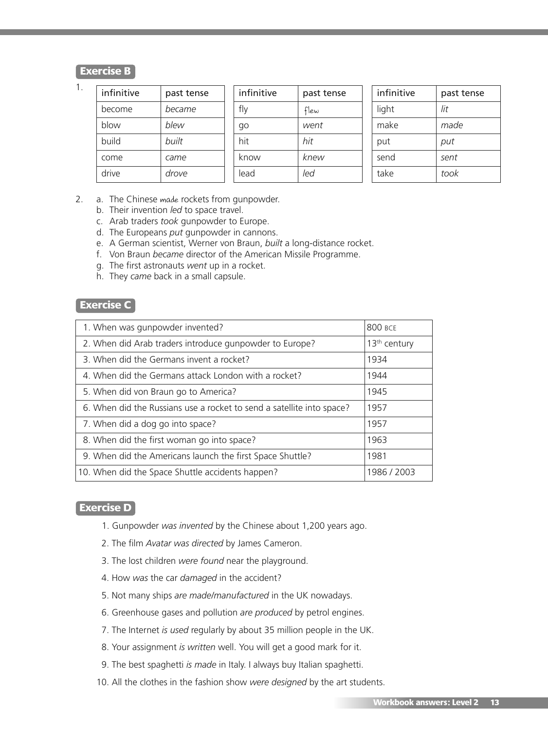## Exercise B

1.

| infinitive | past tense |
|---|---|
| become | *became* |
| blow | *blew* |
| build | *built* |
| come | *came* |
| drive | *drove* |

| infinitive | past tense |
|---|---|
| fly | flew |
| go | *went* |
| hit | *hit* |
| know | *knew* |
| lead | *led* |

| infinitive | past tense |
|---|---|
| light | *lit* |
| make | *made* |
| put | *put* |
| send | *sent* |
| take | *took* |

2. a. The Chinese made rockets from gunpowder.
   b. Their invention *led* to space travel.
   c. Arab traders *took* gunpowder to Europe.
   d. The Europeans *put* gunpowder in cannons.
   e. A German scientist, Werner von Braun, *built* a long-distance rocket.
   f. Von Braun *became* director of the American Missile Programme.
   g. The first astronauts *went* up in a rocket.
   h. They *came* back in a small capsule.

## Exercise C

| | |
|---|---|
| 1. When was gunpowder invented? | 800 BCE |
| 2. When did Arab traders introduce gunpowder to Europe? | 13th century |
| 3. When did the Germans invent a rocket? | 1934 |
| 4. When did the Germans attack London with a rocket? | 1944 |
| 5. When did von Braun go to America? | 1945 |
| 6. When did the Russians use a rocket to send a satellite into space? | 1957 |
| 7. When did a dog go into space? | 1957 |
| 8. When did the first woman go into space? | 1963 |
| 9. When did the Americans launch the first Space Shuttle? | 1981 |
| 10. When did the Space Shuttle accidents happen? | 1986 / 2003 |

## Exercise D

1. Gunpowder *was invented* by the Chinese about 1,200 years ago.
2. The film *Avatar was directed* by James Cameron.
3. The lost children *were found* near the playground.
4. How *was* the car *damaged* in the accident?
5. Not many ships *are made/manufactured* in the UK nowadays.
6. Greenhouse gases and pollution *are produced* by petrol engines.
7. The Internet *is used* regularly by about 35 million people in the UK.
8. Your assignment *is written* well. You will get a good mark for it.
9. The best spaghetti *is made* in Italy. I always buy Italian spaghetti.
10. All the clothes in the fashion show *were designed* by the art students.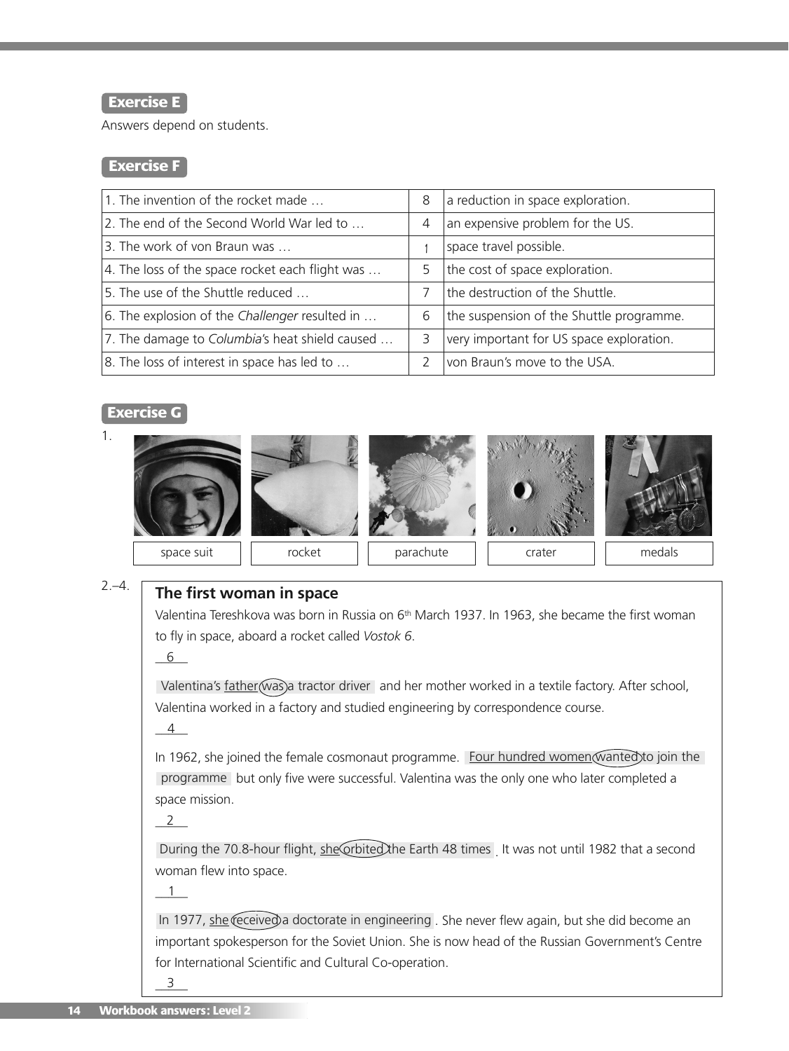**Exercise E**

Answers depend on students.

**Exercise F**

| | | |
|---|---|---|
| 1. The invention of the rocket made … | 8 | a reduction in space exploration. |
| 2. The end of the Second World War led to … | 4 | an expensive problem for the US. |
| 3. The work of von Braun was … | 1 | space travel possible. |
| 4. The loss of the space rocket each flight was … | 5 | the cost of space exploration. |
| 5. The use of the Shuttle reduced … | 7 | the destruction of the Shuttle. |
| 6. The explosion of the *Challenger* resulted in … | 6 | the suspension of the Shuttle programme. |
| 7. The damage to *Columbia*'s heat shield caused … | 3 | very important for US space exploration. |
| 8. The loss of interest in space has led to … | 2 | von Braun's move to the USA. |

**Exercise G**

1.

| space suit | rocket | parachute | crater | medals |
|---|---|---|---|---|

2.–4.

**The first woman in space**

Valentina Tereshkova was born in Russia on 6th March 1937. In 1963, she became the first woman to fly in space, aboard a rocket called *Vostok 6*.

6

Valentina's father was a tractor driver and her mother worked in a textile factory. After school, Valentina worked in a factory and studied engineering by correspondence course.

4

In 1962, she joined the female cosmonaut programme. Four hundred women wanted to join the programme but only five were successful. Valentina was the only one who later completed a space mission.

2

During the 70.8-hour flight, she orbited the Earth 48 times. It was not until 1982 that a second woman flew into space.

1

In 1977, she received a doctorate in engineering. She never flew again, but she did become an important spokesperson for the Soviet Union. She is now head of the Russian Government's Centre for International Scientific and Cultural Co-operation.

3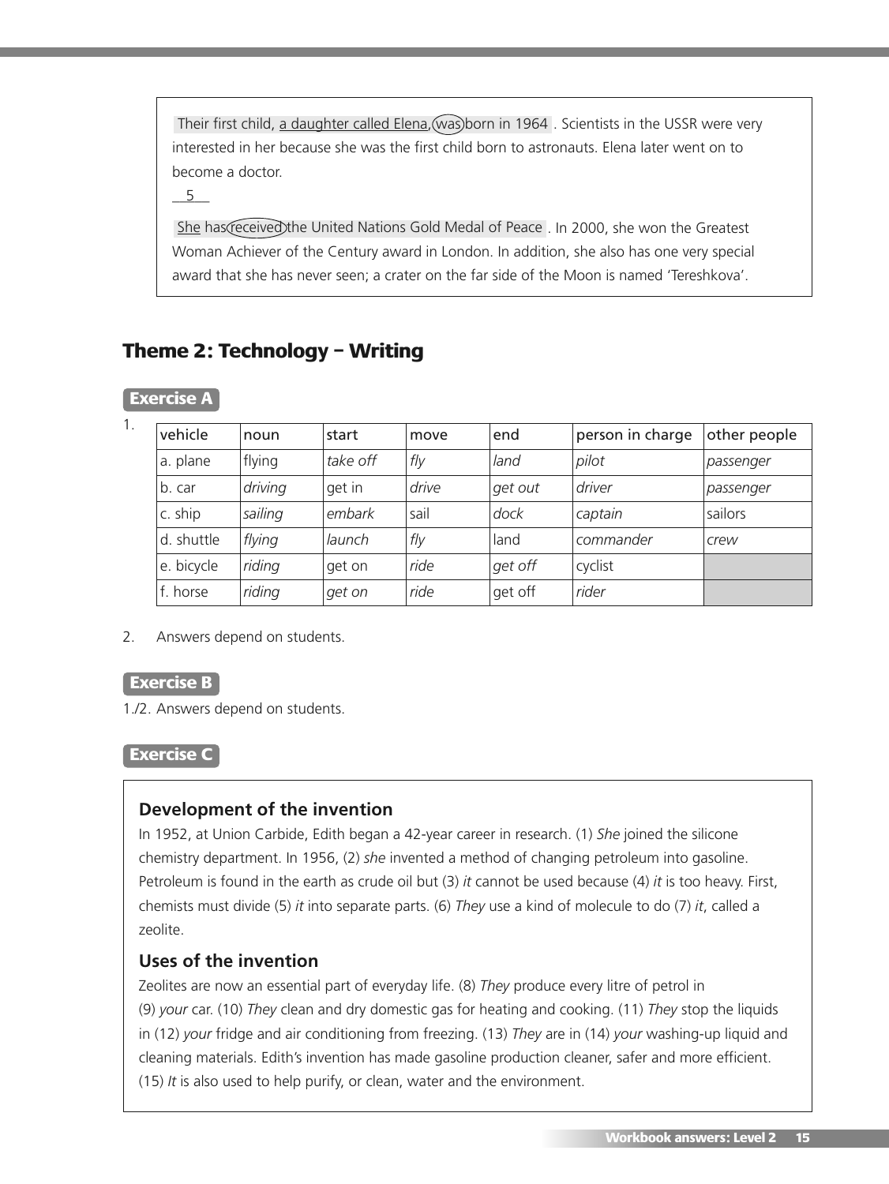Their first child, a daughter called Elena, was born in 1964. Scientists in the USSR were very interested in her because she was the first child born to astronauts. Elena later went on to become a doctor.

5

She has received the United Nations Gold Medal of Peace. In 2000, she won the Greatest Woman Achiever of the Century award in London. In addition, she also has one very special award that she has never seen; a crater on the far side of the Moon is named 'Tereshkova'.

## Theme 2: Technology – Writing

### Exercise A

1.

| vehicle | noun | start | move | end | person in charge | other people |
|---|---|---|---|---|---|---|
| a. plane | flying | *take off* | *fly* | *land* | *pilot* | *passenger* |
| b. car | *driving* | get in | *drive* | *get out* | *driver* | *passenger* |
| c. ship | *sailing* | *embark* | sail | *dock* | *captain* | sailors |
| d. shuttle | *flying* | *launch* | *fly* | land | *commander* | *crew* |
| e. bicycle | *riding* | get on | *ride* | *get off* | cyclist | |
| f. horse | *riding* | *get on* | *ride* | get off | *rider* | |

2. Answers depend on students.

### Exercise B

1./2. Answers depend on students.

### Exercise C

**Development of the invention**

In 1952, at Union Carbide, Edith began a 42-year career in research. (1) *She* joined the silicone chemistry department. In 1956, (2) *she* invented a method of changing petroleum into gasoline. Petroleum is found in the earth as crude oil but (3) *it* cannot be used because (4) *it* is too heavy. First, chemists must divide (5) *it* into separate parts. (6) *They* use a kind of molecule to do (7) *it*, called a zeolite.

**Uses of the invention**

Zeolites are now an essential part of everyday life. (8) *They* produce every litre of petrol in (9) *your* car. (10) *They* clean and dry domestic gas for heating and cooking. (11) *They* stop the liquids in (12) *your* fridge and air conditioning from freezing. (13) *They* are in (14) *your* washing-up liquid and cleaning materials. Edith's invention has made gasoline production cleaner, safer and more efficient. (15) *It* is also used to help purify, or clean, water and the environment.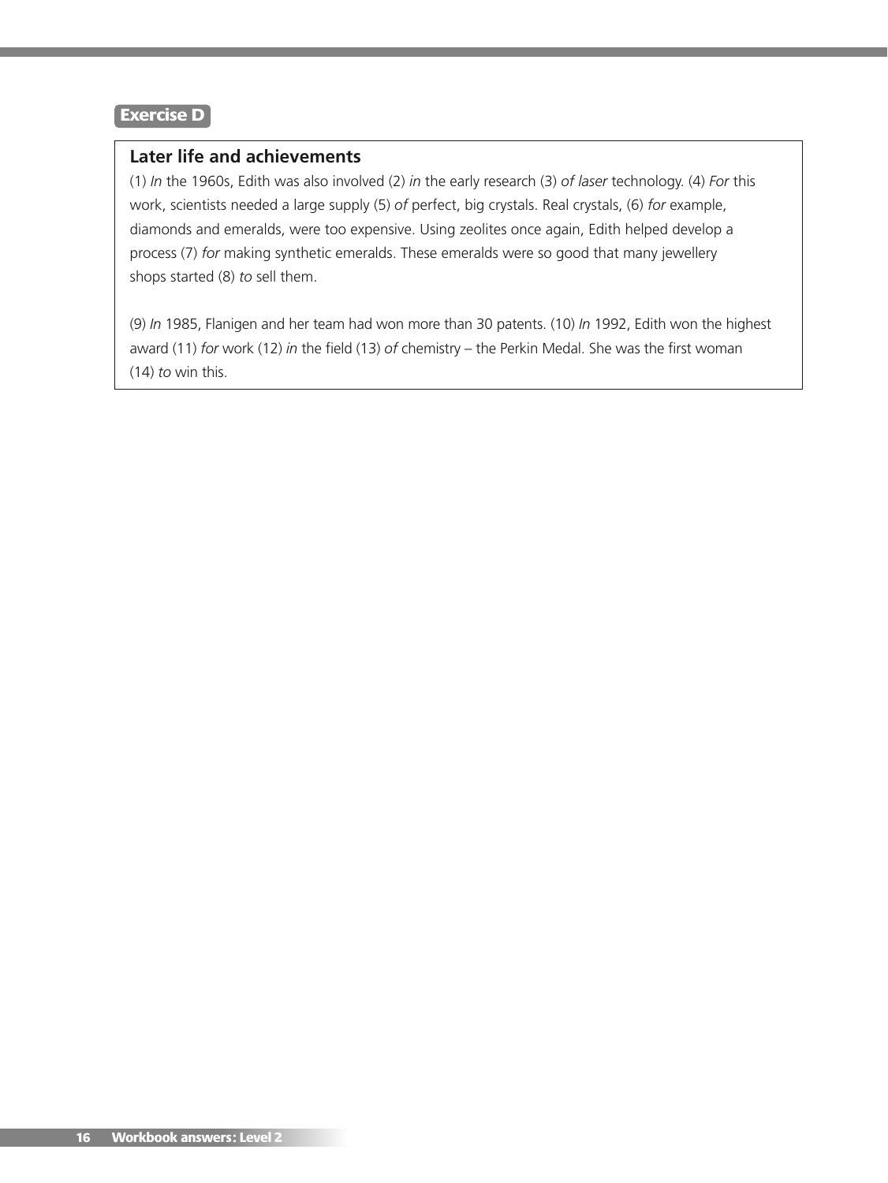**Exercise D**

### Later life and achievements

(1) *In* the 1960s, Edith was also involved (2) *in* the early research (3) *of laser* technology. (4) *For* this work, scientists needed a large supply (5) *of* perfect, big crystals. Real crystals, (6) *for* example, diamonds and emeralds, were too expensive. Using zeolites once again, Edith helped develop a process (7) *for* making synthetic emeralds. These emeralds were so good that many jewellery shops started (8) *to* sell them.

(9) *In* 1985, Flanigen and her team had won more than 30 patents. (10) *In* 1992, Edith won the highest award (11) *for* work (12) *in* the field (13) *of* chemistry – the Perkin Medal. She was the first woman (14) *to* win this.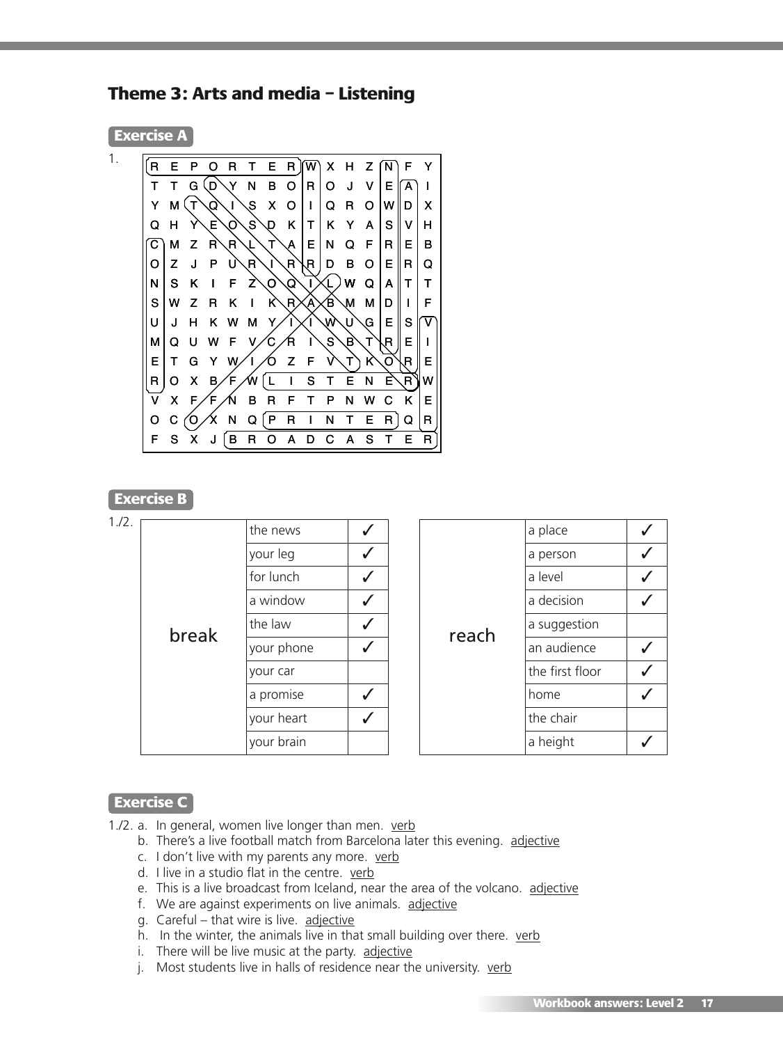## Theme 3: Arts and media – Listening

### Exercise A

1.

| | | | | | | | | | | | | | | |
|---|---|---|---|---|---|---|---|---|---|---|---|---|---|---|
| R | E | P | O | R | T | E | R | W | X | H | Z | N | F | Y |
| T | T | G | D | Y | N | B | O | R | O | J | V | E | A | I |
| Y | M | T | Q | I | S | X | O | I | Q | R | O | W | D | X |
| Q | H | Y | E | O | S | D | K | T | K | Y | A | S | V | H |
| C | M | Z | R | R | L | T | A | E | N | Q | F | R | E | B |
| O | Z | J | P | U | R | I | R | R | D | B | O | E | R | Q |
| N | S | K | I | F | Z | O | Q | I | L | W | Q | A | T | T |
| S | W | Z | R | K | I | K | R | A | B | M | M | D | I | F |
| U | J | H | K | W | M | Y | I | I | W | U | G | E | S | V |
| M | Q | U | W | F | V | C | R | I | S | B | T | R | E | I |
| E | T | G | Y | W | I | O | Z | F | V | T | K | O | R | E |
| R | O | X | B | F | W | L | I | S | T | E | N | E | R | W |
| V | X | F | F | N | B | R | F | T | P | N | W | C | K | E |
| O | C | O | X | N | Q | P | R | I | N | T | E | R | Q | R |
| F | S | X | J | B | R | O | A | D | C | A | S | T | E | R |

### Exercise B

1./2.

| | | |
|---|---|---|
| break | the news | ✓ |
| | your leg | ✓ |
| | for lunch | ✓ |
| | a window | ✓ |
| | the law | ✓ |
| | your phone | ✓ |
| | your car | |
| | a promise | ✓ |
| | your heart | ✓ |
| | your brain | |

| | | |
|---|---|---|
| reach | a place | ✓ |
| | a person | ✓ |
| | a level | ✓ |
| | a decision | ✓ |
| | a suggestion | |
| | an audience | ✓ |
| | the first floor | ✓ |
| | home | ✓ |
| | the chair | |
| | a height | ✓ |

### Exercise C

1./2. a. In general, women live longer than men. verb
b. There's a live football match from Barcelona later this evening. adjective
c. I don't live with my parents any more. verb
d. I live in a studio flat in the centre. verb
e. This is a live broadcast from Iceland, near the area of the volcano. adjective
f. We are against experiments on live animals. adjective
g. Careful – that wire is live. adjective
h. In the winter, the animals live in that small building over there. verb
i. There will be live music at the party. adjective
j. Most students live in halls of residence near the university. verb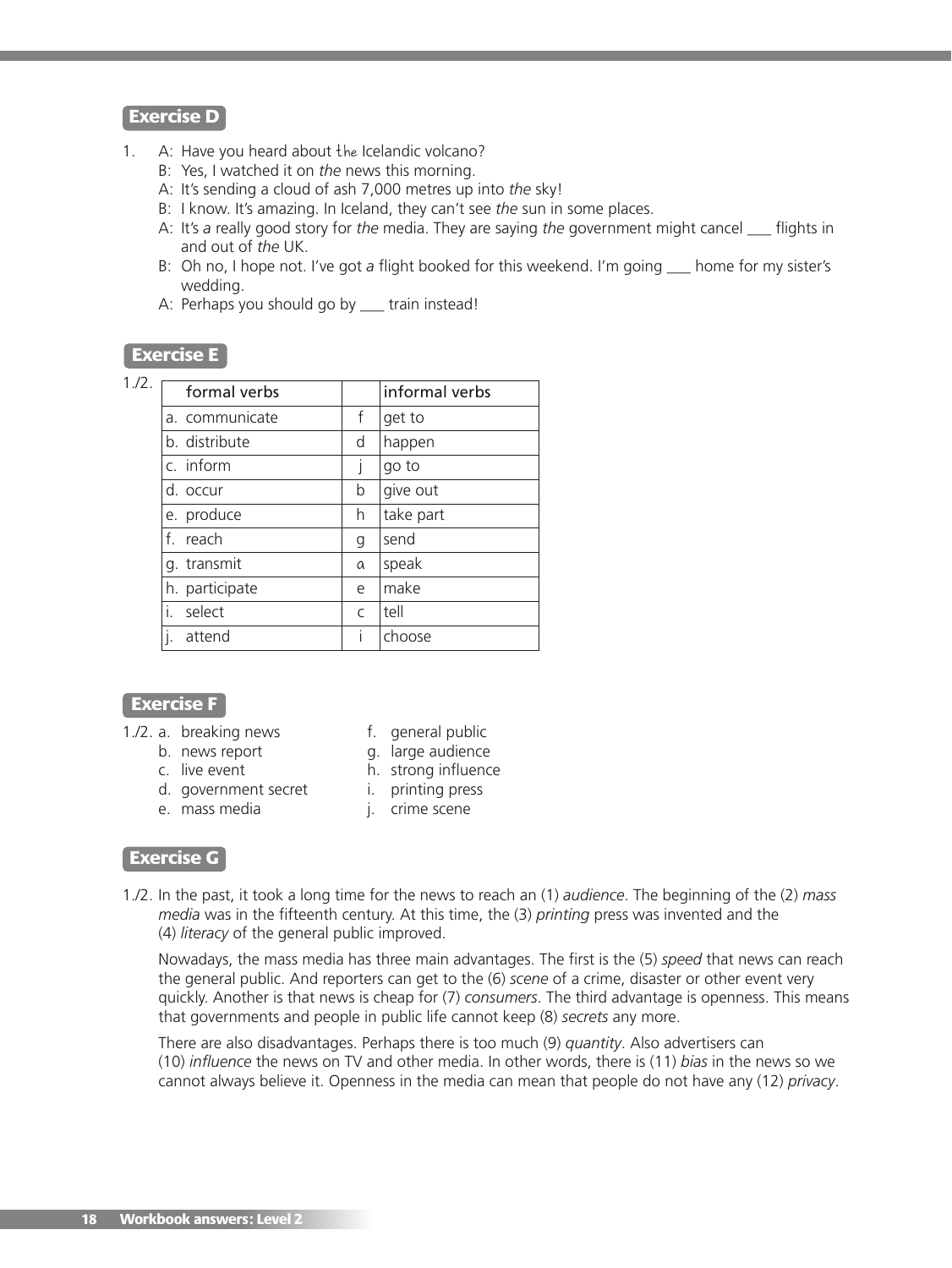## Exercise D

1. A: Have you heard about the Icelandic volcano?
   B: Yes, I watched it on *the* news this morning.
   A: It's sending a cloud of ash 7,000 metres up into *the* sky!
   B: I know. It's amazing. In Iceland, they can't see *the* sun in some places.
   A: It's *a* really good story for *the* media. They are saying *the* government might cancel ___ flights in and out of *the* UK.
   B: Oh no, I hope not. I've got *a* flight booked for this weekend. I'm going ___ home for my sister's wedding.
   A: Perhaps you should go by ___ train instead!

## Exercise E

1./2.

| formal verbs | | informal verbs |
|---|---|---|
| a. communicate | f | get to |
| b. distribute | d | happen |
| c. inform | j | go to |
| d. occur | b | give out |
| e. produce | h | take part |
| f. reach | g | send |
| g. transmit | a | speak |
| h. participate | e | make |
| i. select | c | tell |
| j. attend | i | choose |

## Exercise F

1./2.
a. breaking news
b. news report
c. live event
d. government secret
e. mass media
f. general public
g. large audience
h. strong influence
i. printing press
j. crime scene

## Exercise G

1./2. In the past, it took a long time for the news to reach an (1) *audience*. The beginning of the (2) *mass media* was in the fifteenth century. At this time, the (3) *printing* press was invented and the (4) *literacy* of the general public improved.

Nowadays, the mass media has three main advantages. The first is the (5) *speed* that news can reach the general public. And reporters can get to the (6) *scene* of a crime, disaster or other event very quickly. Another is that news is cheap for (7) *consumers*. The third advantage is openness. This means that governments and people in public life cannot keep (8) *secrets* any more.

There are also disadvantages. Perhaps there is too much (9) *quantity*. Also advertisers can (10) *influence* the news on TV and other media. In other words, there is (11) *bias* in the news so we cannot always believe it. Openness in the media can mean that people do not have any (12) *privacy*.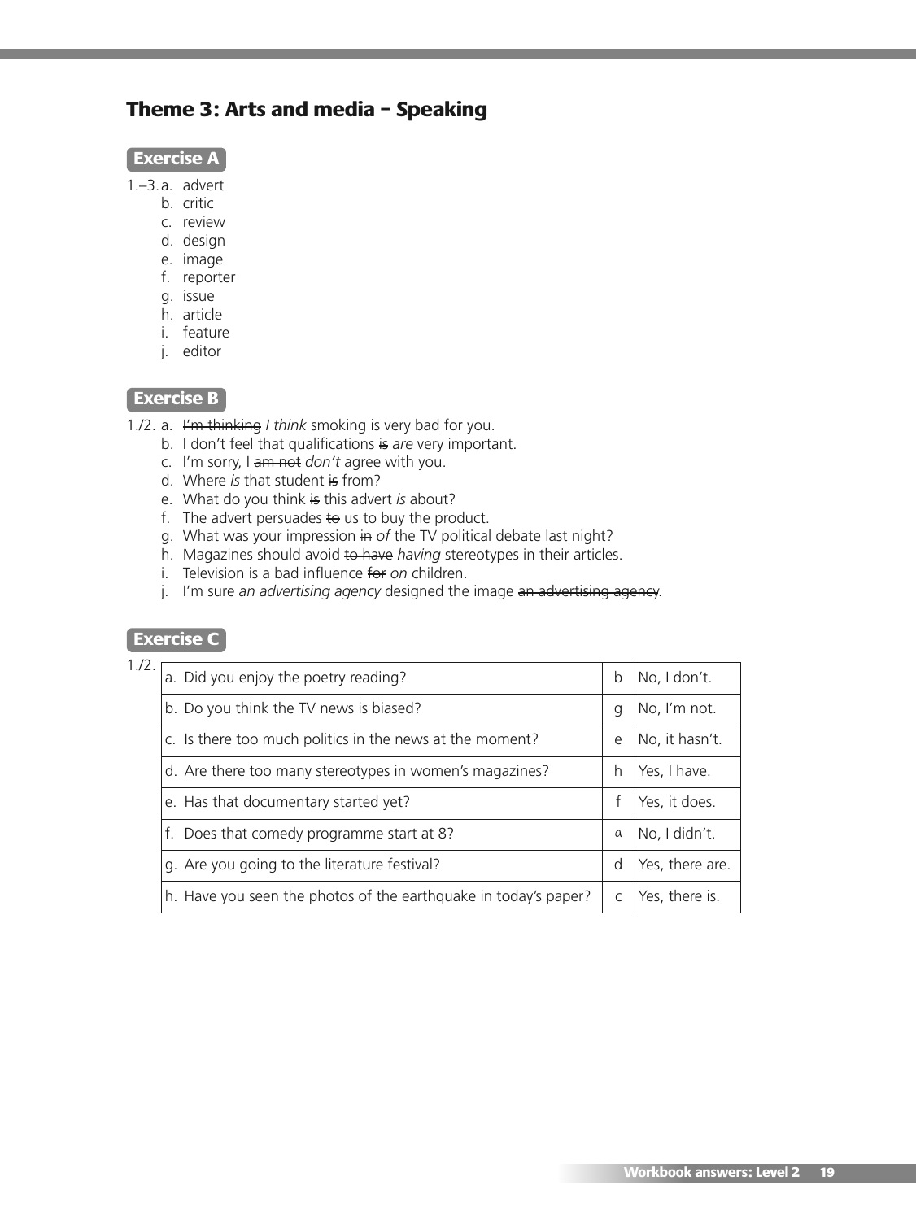# Theme 3: Arts and media – Speaking

## Exercise A

1.–3.
- a. advert
- b. critic
- c. review
- d. design
- e. image
- f. reporter
- g. issue
- h. article
- i. feature
- j. editor

## Exercise B

1./2.
- a. ~~I'm thinking~~ *I think* smoking is very bad for you.
- b. I don't feel that qualifications ~~is~~ *are* very important.
- c. I'm sorry, I ~~am not~~ *don't* agree with you.
- d. Where *is* that student ~~is~~ from?
- e. What do you think ~~is~~ this advert *is* about?
- f. The advert persuades ~~to~~ us to buy the product.
- g. What was your impression ~~in~~ *of* the TV political debate last night?
- h. Magazines should avoid ~~to have~~ *having* stereotypes in their articles.
- i. Television is a bad influence ~~for~~ *on* children.
- j. I'm sure *an advertising agency* designed the image ~~an advertising agency~~.

## Exercise C

1./2.

| | | |
|---|---|---|
| a. Did you enjoy the poetry reading? | b | No, I don't. |
| b. Do you think the TV news is biased? | g | No, I'm not. |
| c. Is there too much politics in the news at the moment? | e | No, it hasn't. |
| d. Are there too many stereotypes in women's magazines? | h | Yes, I have. |
| e. Has that documentary started yet? | f | Yes, it does. |
| f. Does that comedy programme start at 8? | a | No, I didn't. |
| g. Are you going to the literature festival? | d | Yes, there are. |
| h. Have you seen the photos of the earthquake in today's paper? | c | Yes, there is. |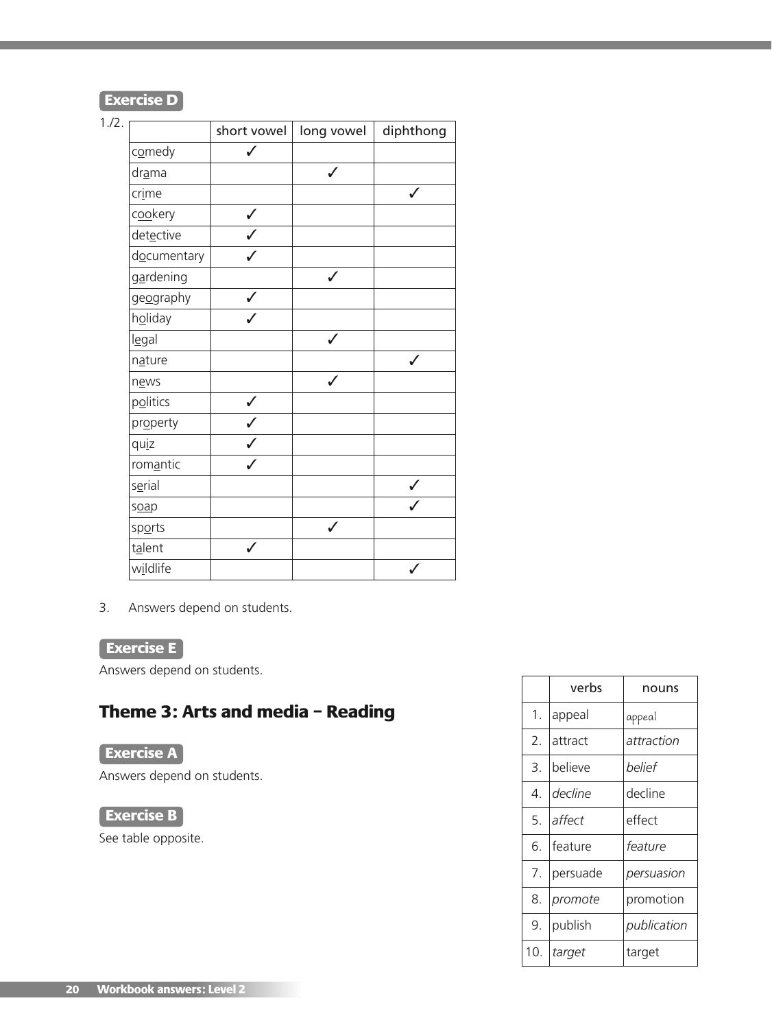**Exercise D**

1./2.

| | short vowel | long vowel | diphthong |
|---|---|---|---|
| comedy | ✓ | | |
| drama | | ✓ | |
| crime | | | ✓ |
| cookery | ✓ | | |
| detective | ✓ | | |
| documentary | ✓ | | |
| gardening | | ✓ | |
| geography | ✓ | | |
| holiday | ✓ | | |
| legal | | ✓ | |
| nature | | | ✓ |
| news | | ✓ | |
| politics | ✓ | | |
| property | ✓ | | |
| quiz | ✓ | | |
| romantic | ✓ | | |
| serial | | | ✓ |
| soap | | | ✓ |
| sports | | ✓ | |
| talent | ✓ | | |
| wildlife | | | ✓ |

3. Answers depend on students.

**Exercise E**

Answers depend on students.

## Theme 3: Arts and media – Reading

**Exercise A**

Answers depend on students.

**Exercise B**

See table opposite.

| | verbs | nouns |
|---|---|---|
| 1. | appeal | *appeal* |
| 2. | attract | *attraction* |
| 3. | believe | *belief* |
| 4. | *decline* | decline |
| 5. | *affect* | effect |
| 6. | feature | *feature* |
| 7. | persuade | *persuasion* |
| 8. | *promote* | promotion |
| 9. | publish | *publication* |
| 10. | *target* | target |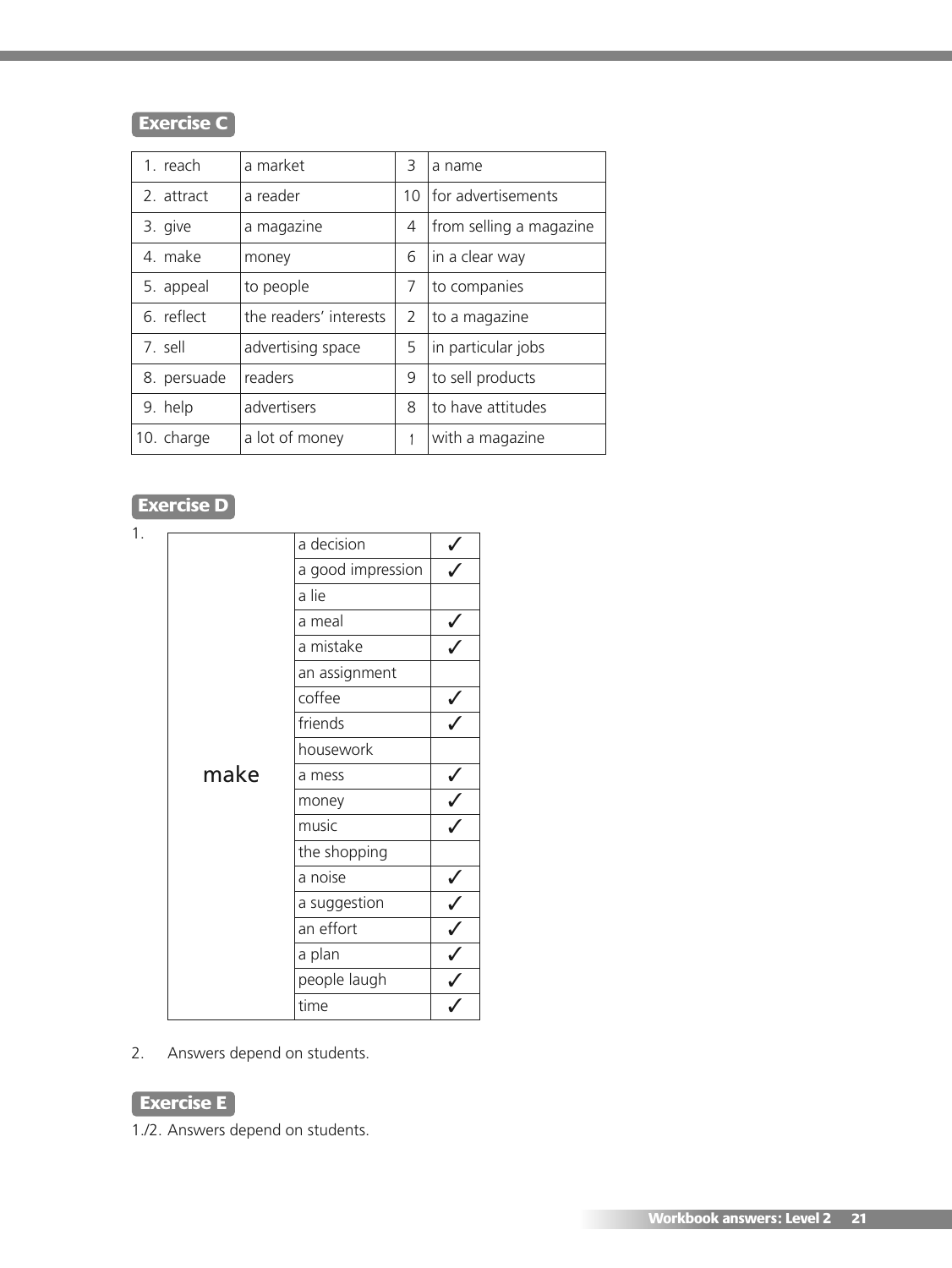## Exercise C

| | | | |
|---|---|---|---|
| 1. reach | a market | 3 | a name |
| 2. attract | a reader | 10 | for advertisements |
| 3. give | a magazine | 4 | from selling a magazine |
| 4. make | money | 6 | in a clear way |
| 5. appeal | to people | 7 | to companies |
| 6. reflect | the readers' interests | 2 | to a magazine |
| 7. sell | advertising space | 5 | in particular jobs |
| 8. persuade | readers | 9 | to sell products |
| 9. help | advertisers | 8 | to have attitudes |
| 10. charge | a lot of money | 1 | with a magazine |

## Exercise D

1.

| | | |
|---|---|---|
| make | a decision | ✓ |
| | a good impression | ✓ |
| | a lie | |
| | a meal | ✓ |
| | a mistake | ✓ |
| | an assignment | |
| | coffee | ✓ |
| | friends | ✓ |
| | housework | |
| | a mess | ✓ |
| | money | ✓ |
| | music | ✓ |
| | the shopping | |
| | a noise | ✓ |
| | a suggestion | ✓ |
| | an effort | ✓ |
| | a plan | ✓ |
| | people laugh | ✓ |
| | time | ✓ |

2. Answers depend on students.

## Exercise E

1./2. Answers depend on students.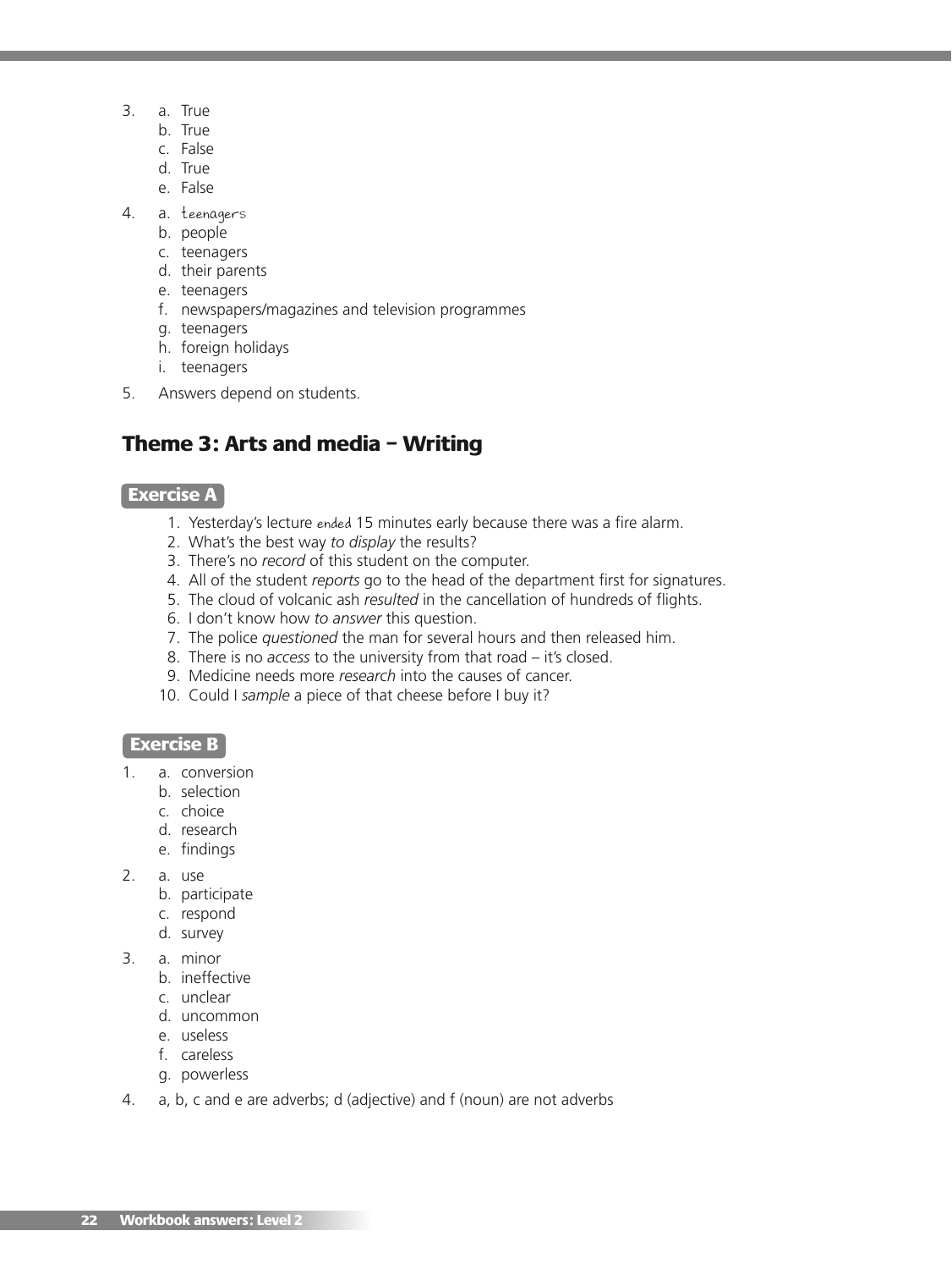3. a. True
   b. True
   c. False
   d. True
   e. False

4. a. teenagers
   b. people
   c. teenagers
   d. their parents
   e. teenagers
   f. newspapers/magazines and television programmes
   g. teenagers
   h. foreign holidays
   i. teenagers

5. Answers depend on students.

## Theme 3: Arts and media – Writing

### Exercise A

1. Yesterday's lecture ended 15 minutes early because there was a fire alarm.
2. What's the best way *to display* the results?
3. There's no *record* of this student on the computer.
4. All of the student *reports* go to the head of the department first for signatures.
5. The cloud of volcanic ash *resulted* in the cancellation of hundreds of flights.
6. I don't know how *to answer* this question.
7. The police *questioned* the man for several hours and then released him.
8. There is no *access* to the university from that road – it's closed.
9. Medicine needs more *research* into the causes of cancer.
10. Could I *sample* a piece of that cheese before I buy it?

### Exercise B

1. a. conversion
   b. selection
   c. choice
   d. research
   e. findings

2. a. use
   b. participate
   c. respond
   d. survey

3. a. minor
   b. ineffective
   c. unclear
   d. uncommon
   e. useless
   f. careless
   g. powerless

4. a, b, c and e are adverbs; d (adjective) and f (noun) are not adverbs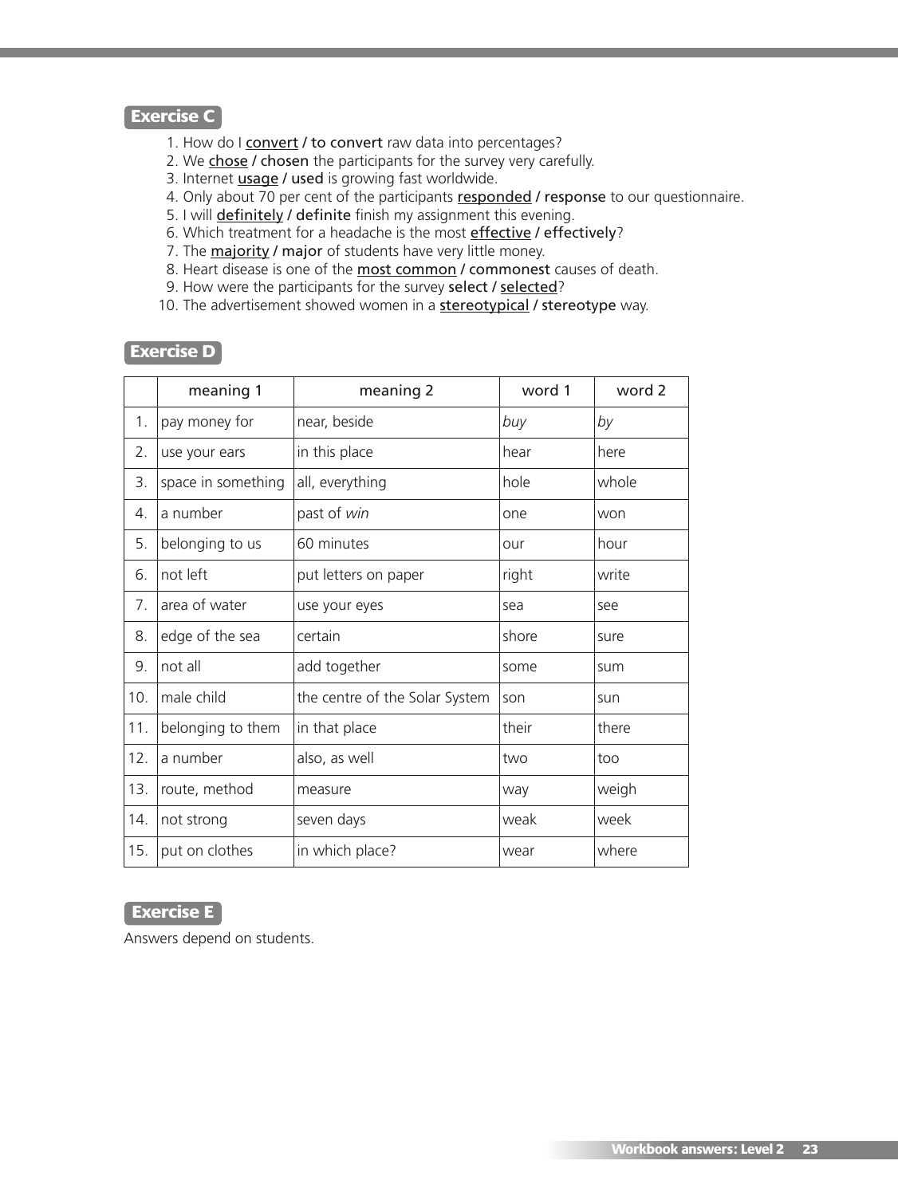## Exercise C

1. How do I <u>convert</u> / to convert raw data into percentages?
2. We <u>chose</u> / chosen the participants for the survey very carefully.
3. Internet <u>usage</u> / used is growing fast worldwide.
4. Only about 70 per cent of the participants <u>responded</u> / response to our questionnaire.
5. I will <u>definitely</u> / definite finish my assignment this evening.
6. Which treatment for a headache is the most <u>effective</u> / effectively?
7. The <u>majority</u> / major of students have very little money.
8. Heart disease is one of the <u>most common</u> / commonest causes of death.
9. How were the participants for the survey select / <u>selected</u>?
10. The advertisement showed women in a <u>stereotypical</u> / stereotype way.

## Exercise D

| | meaning 1 | meaning 2 | word 1 | word 2 |
|---|---|---|---|---|
| 1. | pay money for | near, beside | *buy* | *by* |
| 2. | use your ears | in this place | hear | here |
| 3. | space in something | all, everything | hole | whole |
| 4. | a number | past of *win* | one | won |
| 5. | belonging to us | 60 minutes | our | hour |
| 6. | not left | put letters on paper | right | write |
| 7. | area of water | use your eyes | sea | see |
| 8. | edge of the sea | certain | shore | sure |
| 9. | not all | add together | some | sum |
| 10. | male child | the centre of the Solar System | son | sun |
| 11. | belonging to them | in that place | their | there |
| 12. | a number | also, as well | two | too |
| 13. | route, method | measure | way | weigh |
| 14. | not strong | seven days | weak | week |
| 15. | put on clothes | in which place? | wear | where |

## Exercise E

Answers depend on students.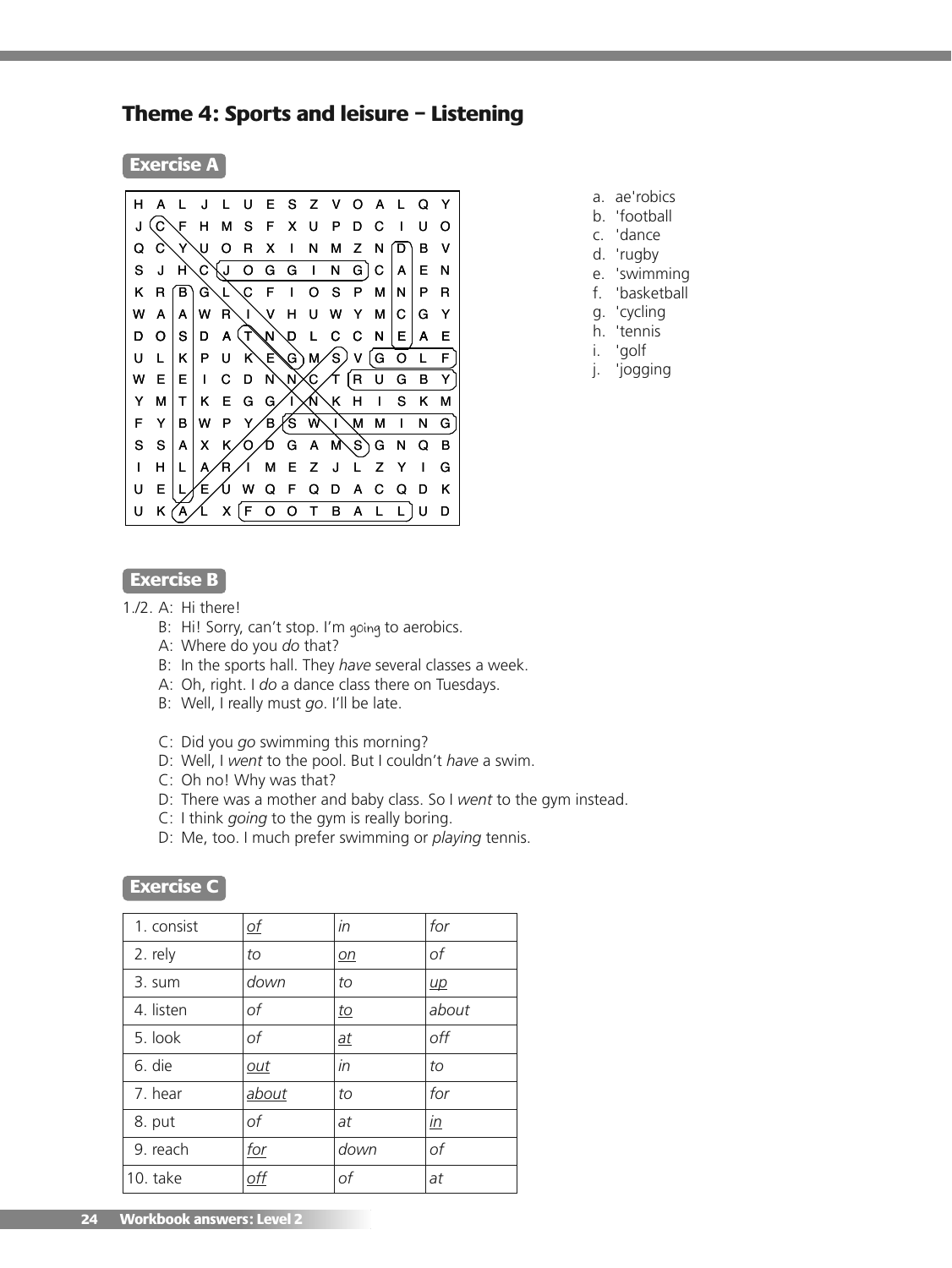## Theme 4: Sports and leisure – Listening

### Exercise A

| | | | | | | | | | | | | | | |
|---|---|---|---|---|---|---|---|---|---|---|---|---|---|---|
| H | A | L | J | L | U | E | S | Z | V | O | A | L | Q | Y |
| J | C | F | H | M | S | F | X | U | P | D | C | I | U | O |
| Q | C | Y | U | O | R | X | I | N | M | Z | N | D | B | V |
| S | J | H | C | J | O | G | G | I | N | G | C | A | E | N |
| K | R | B | G | L | C | F | I | O | S | P | M | N | P | R |
| W | A | A | W | R | I | V | H | U | W | Y | M | C | G | Y |
| D | O | S | D | A | T | N | D | L | C | C | N | E | A | E |
| U | L | K | P | U | K | E | G | M | S | V | G | O | L | F |
| W | E | E | I | C | D | N | N | C | T | R | U | G | B | Y |
| Y | M | T | K | E | G | G | I | N | K | H | I | S | K | M |
| F | Y | B | W | P | Y | B | S | W | I | M | M | I | N | G |
| S | S | A | X | K | O | D | G | A | M | S | G | N | Q | B |
| I | H | L | A | R | I | M | E | Z | J | L | Z | Y | I | G |
| U | E | L | E | U | W | Q | F | Q | D | A | C | Q | D | K |
| U | K | A | L | X | F | O | O | T | B | A | L | L | U | D |

a. ae'robics
b. 'football
c. 'dance
d. 'rugby
e. 'swimming
f. 'basketball
g. 'cycling
h. 'tennis
i. 'golf
j. 'jogging

### Exercise B

1./2. A: Hi there!
B: Hi! Sorry, can't stop. I'm *going* to aerobics.
A: Where do you *do* that?
B: In the sports hall. They *have* several classes a week.
A: Oh, right. I *do* a dance class there on Tuesdays.
B: Well, I really must *go*. I'll be late.

C: Did you *go* swimming this morning?
D: Well, I *went* to the pool. But I couldn't *have* a swim.
C: Oh no! Why was that?
D: There was a mother and baby class. So I *went* to the gym instead.
C: I think *going* to the gym is really boring.
D: Me, too. I much prefer swimming or *playing* tennis.

### Exercise C

| | | | |
|---|---|---|---|
| 1. consist | <u>*of*</u> | *in* | *for* |
| 2. rely | *to* | <u>*on*</u> | *of* |
| 3. sum | *down* | *to* | <u>*up*</u> |
| 4. listen | *of* | <u>*to*</u> | *about* |
| 5. look | *of* | <u>*at*</u> | *off* |
| 6. die | <u>*out*</u> | *in* | *to* |
| 7. hear | <u>*about*</u> | *to* | *for* |
| 8. put | *of* | *at* | <u>*in*</u> |
| 9. reach | <u>*for*</u> | *down* | *of* |
| 10. take | <u>*off*</u> | *of* | *at* |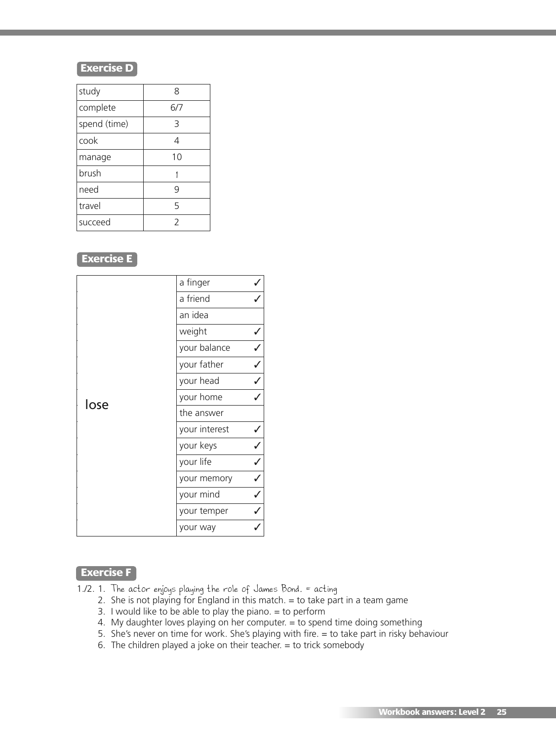## Exercise D

| study | 8 |
|---|---|
| complete | 6/7 |
| spend (time) | 3 |
| cook | 4 |
| manage | 10 |
| brush | 1 |
| need | 9 |
| travel | 5 |
| succeed | 2 |

## Exercise E

| | | |
|---|---|---|
| lose | a finger | ✓ |
| | a friend | ✓ |
| | an idea | |
| | weight | ✓ |
| | your balance | ✓ |
| | your father | ✓ |
| | your head | ✓ |
| | your home | ✓ |
| | the answer | |
| | your interest | ✓ |
| | your keys | ✓ |
| | your life | ✓ |
| | your memory | ✓ |
| | your mind | ✓ |
| | your temper | ✓ |
| | your way | ✓ |

## Exercise F

1./2.
1. The actor enjoys playing the role of James Bond. = acting
2. She is not playing for England in this match. = to take part in a team game
3. I would like to be able to play the piano. = to perform
4. My daughter loves playing on her computer. = to spend time doing something
5. She's never on time for work. She's playing with fire. = to take part in risky behaviour
6. The children played a joke on their teacher. = to trick somebody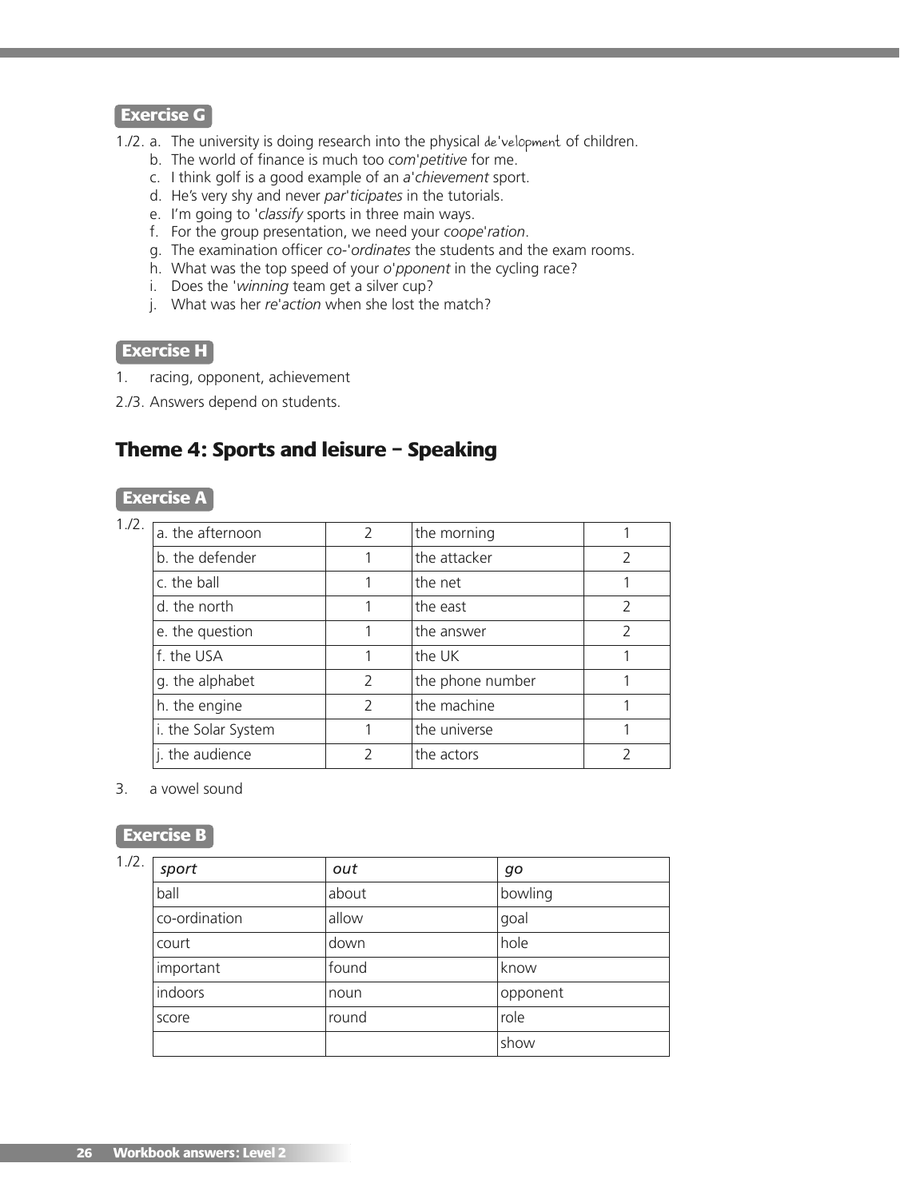## Exercise G

1./2. a. The university is doing research into the physical de'velopment of children.
   b. The world of finance is much too *com'petitive* for me.
   c. I think golf is a good example of an *a'chievement* sport.
   d. He's very shy and never *par'ticipates* in the tutorials.
   e. I'm going to *'classify* sports in three main ways.
   f. For the group presentation, we need your *coope'ration*.
   g. The examination officer *co-'ordinates* the students and the exam rooms.
   h. What was the top speed of your *o'pponent* in the cycling race?
   i. Does the *'winning* team get a silver cup?
   j. What was her *re'action* when she lost the match?

## Exercise H

1. racing, opponent, achievement

2./3. Answers depend on students.

# Theme 4: Sports and leisure – Speaking

## Exercise A

1./2.

| | | | |
|---|---|---|---|
| a. the afternoon | 2 | the morning | 1 |
| b. the defender | 1 | the attacker | 2 |
| c. the ball | 1 | the net | 1 |
| d. the north | 1 | the east | 2 |
| e. the question | 1 | the answer | 2 |
| f. the USA | 1 | the UK | 1 |
| g. the alphabet | 2 | the phone number | 1 |
| h. the engine | 2 | the machine | 1 |
| i. the Solar System | 1 | the universe | 1 |
| j. the audience | 2 | the actors | 2 |

3. a vowel sound

## Exercise B

1./2.

| *sport* | *out* | *go* |
|---|---|---|
| ball | about | bowling |
| co-ordination | allow | goal |
| court | down | hole |
| important | found | know |
| indoors | noun | opponent |
| score | round | role |
| | | show |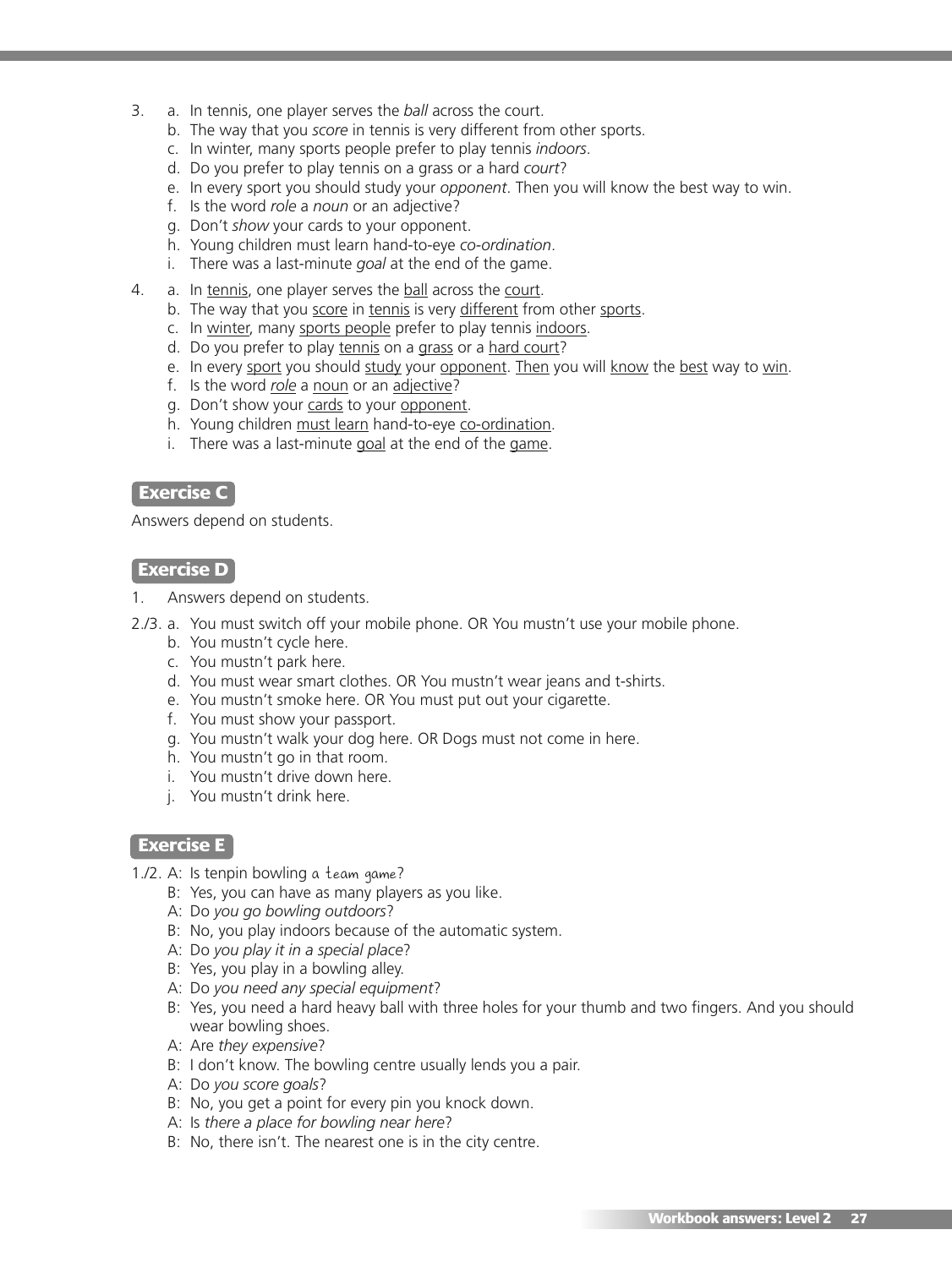3. a. In tennis, one player serves the *ball* across the court.
   b. The way that you *score* in tennis is very different from other sports.
   c. In winter, many sports people prefer to play tennis *indoors*.
   d. Do you prefer to play tennis on a grass or a hard *court*?
   e. In every sport you should study your *opponent*. Then you will know the best way to win.
   f. Is the word *role* a *noun* or an adjective?
   g. Don't *show* your cards to your opponent.
   h. Young children must learn hand-to-eye *co-ordination*.
   i. There was a last-minute *goal* at the end of the game.

4. a. In <u>tennis</u>, one player serves the <u>ball</u> across the <u>court</u>.
   b. The way that you <u>score</u> in <u>tennis</u> is very <u>different</u> from other <u>sports</u>.
   c. In <u>winter</u>, many <u>sports people</u> prefer to play tennis <u>indoors</u>.
   d. Do you prefer to play <u>tennis</u> on a <u>grass</u> or a <u>hard court</u>?
   e. In every <u>sport</u> you should <u>study</u> your <u>opponent</u>. <u>Then</u> you will <u>know</u> the <u>best</u> way to <u>win</u>.
   f. Is the word <u>*role*</u> a <u>noun</u> or an <u>adjective</u>?
   g. Don't show your <u>cards</u> to your <u>opponent</u>.
   h. Young children <u>must learn</u> hand-to-eye <u>co-ordination</u>.
   i. There was a last-minute <u>goal</u> at the end of the <u>game</u>.

## Exercise C

Answers depend on students.

## Exercise D

1. Answers depend on students.

2./3. a. You must switch off your mobile phone. OR You mustn't use your mobile phone.
   b. You mustn't cycle here.
   c. You mustn't park here.
   d. You must wear smart clothes. OR You mustn't wear jeans and t-shirts.
   e. You mustn't smoke here. OR You must put out your cigarette.
   f. You must show your passport.
   g. You mustn't walk your dog here. OR Dogs must not come in here.
   h. You mustn't go in that room.
   i. You mustn't drive down here.
   j. You mustn't drink here.

## Exercise E

1./2. A: Is tenpin bowling a team game?
   B: Yes, you can have as many players as you like.
   A: Do *you go bowling outdoors*?
   B: No, you play indoors because of the automatic system.
   A: Do *you play it in a special place*?
   B: Yes, you play in a bowling alley.
   A: Do *you need any special equipment*?
   B: Yes, you need a hard heavy ball with three holes for your thumb and two fingers. And you should wear bowling shoes.
   A: Are *they expensive*?
   B: I don't know. The bowling centre usually lends you a pair.
   A: Do *you score goals*?
   B: No, you get a point for every pin you knock down.
   A: Is *there a place for bowling near here*?
   B: No, there isn't. The nearest one is in the city centre.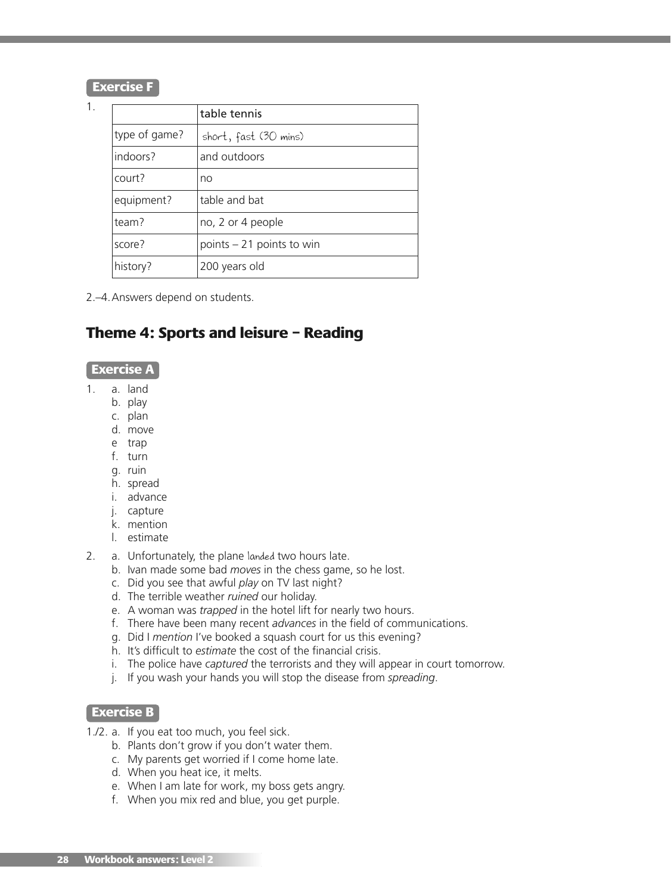**Exercise F**

1.

| | table tennis |
|---|---|
| type of game? | short, fast (30 mins) |
| indoors? | and outdoors |
| court? | no |
| equipment? | table and bat |
| team? | no, 2 or 4 people |
| score? | points – 21 points to win |
| history? | 200 years old |

2.–4. Answers depend on students.

## Theme 4: Sports and leisure – Reading

**Exercise A**

1.
   - a. land
   - b. play
   - c. plan
   - d. move
   - e trap
   - f. turn
   - g. ruin
   - h. spread
   - i. advance
   - j. capture
   - k. mention
   - l. estimate

2.
   - a. Unfortunately, the plane landed two hours late.
   - b. Ivan made some bad *moves* in the chess game, so he lost.
   - c. Did you see that awful *play* on TV last night?
   - d. The terrible weather *ruined* our holiday.
   - e. A woman was *trapped* in the hotel lift for nearly two hours.
   - f. There have been many recent *advances* in the field of communications.
   - g. Did I *mention* I've booked a squash court for us this evening?
   - h. It's difficult to *estimate* the cost of the financial crisis.
   - i. The police have *captured* the terrorists and they will appear in court tomorrow.
   - j. If you wash your hands you will stop the disease from *spreading*.

**Exercise B**

1./2.
   - a. If you eat too much, you feel sick.
   - b. Plants don't grow if you don't water them.
   - c. My parents get worried if I come home late.
   - d. When you heat ice, it melts.
   - e. When I am late for work, my boss gets angry.
   - f. When you mix red and blue, you get purple.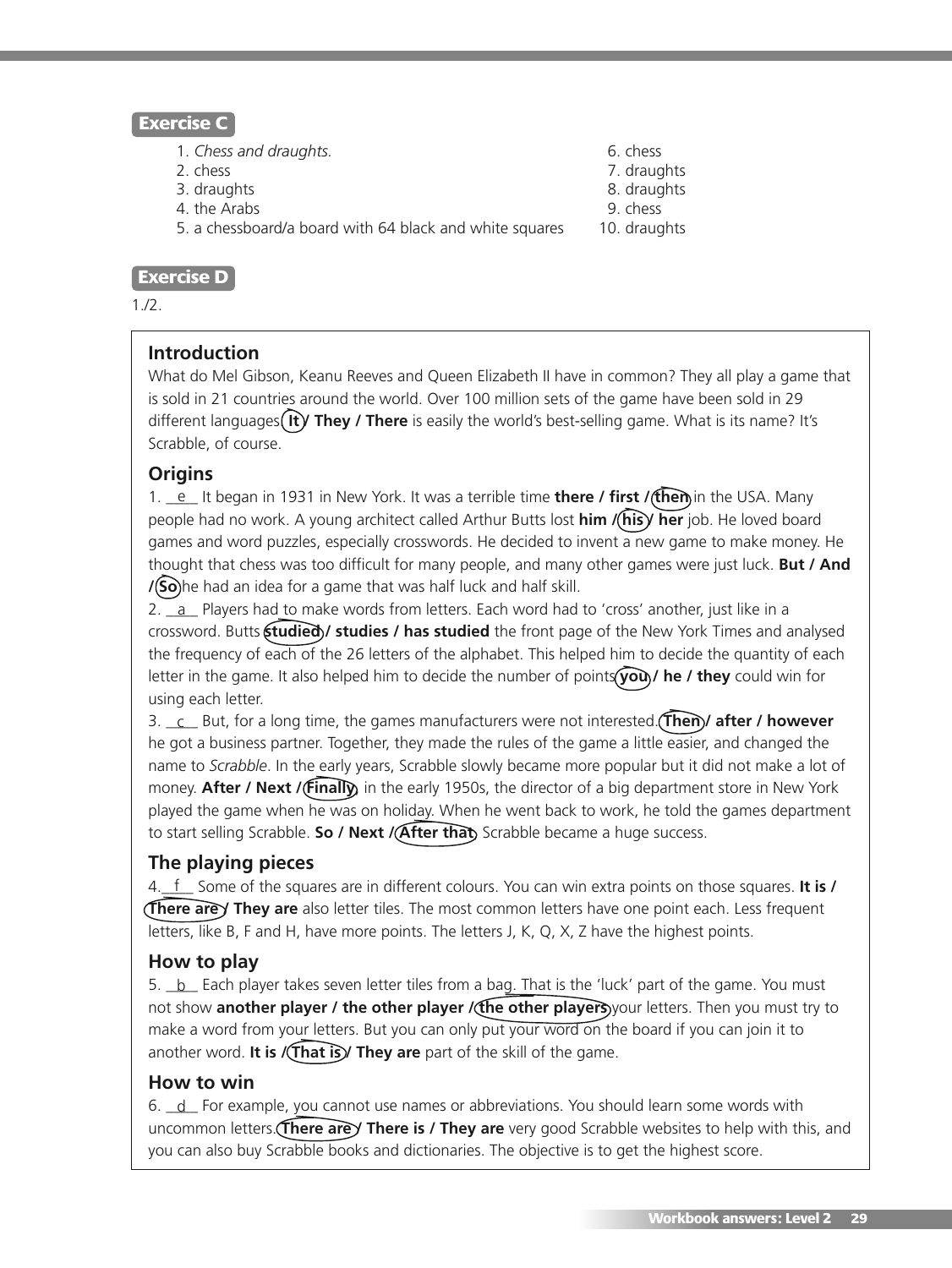**Exercise C**

1. *Chess and draughts.*
2. chess
3. draughts
4. the Arabs
5. a chessboard/a board with 64 black and white squares
6. chess
7. draughts
8. draughts
9. chess
10. draughts

**Exercise D**

1./2.

### Introduction

What do Mel Gibson, Keanu Reeves and Queen Elizabeth II have in common? They all play a game that is sold in 21 countries around the world. Over 100 million sets of the game have been sold in 29 different languages. **It / They / There** is easily the world's best-selling game. What is its name? It's Scrabble, of course.

### Origins

1. __e__ It began in 1931 in New York. It was a terrible time **there / first / then** in the USA. Many people had no work. A young architect called Arthur Butts lost **him / his / her** job. He loved board games and word puzzles, especially crosswords. He decided to invent a new game to make money. He thought that chess was too difficult for many people, and many other games were just luck. **But / And / So** he had an idea for a game that was half luck and half skill.

2. __a__ Players had to make words from letters. Each word had to 'cross' another, just like in a crossword. Butts **studied / studies / has studied** the front page of the New York Times and analysed the frequency of each of the 26 letters of the alphabet. This helped him to decide the quantity of each letter in the game. It also helped him to decide the number of points **you / he / they** could win for using each letter.

3. __c__ But, for a long time, the games manufacturers were not interested. **Then / after / however** he got a business partner. Together, they made the rules of the game a little easier, and changed the name to *Scrabble*. In the early years, Scrabble slowly became more popular but it did not make a lot of money. **After / Next / Finally**, in the early 1950s, the director of a big department store in New York played the game when he was on holiday. When he went back to work, he told the games department to start selling Scrabble. **So / Next / After that**, Scrabble became a huge success.

### The playing pieces

4. __f__ Some of the squares are in different colours. You can win extra points on those squares. **It is / There are / They are** also letter tiles. The most common letters have one point each. Less frequent letters, like B, F and H, have more points. The letters J, K, Q, X, Z have the highest points.

### How to play

5. __b__ Each player takes seven letter tiles from a bag. That is the 'luck' part of the game. You must not show **another player / the other player / the other players** your letters. Then you must try to make a word from your letters. But you can only put your word on the board if you can join it to another word. **It is / That is / They are** part of the skill of the game.

### How to win

6. __d__ For example, you cannot use names or abbreviations. You should learn some words with uncommon letters. **There are / There is / They are** very good Scrabble websites to help with this, and you can also buy Scrabble books and dictionaries. The objective is to get the highest score.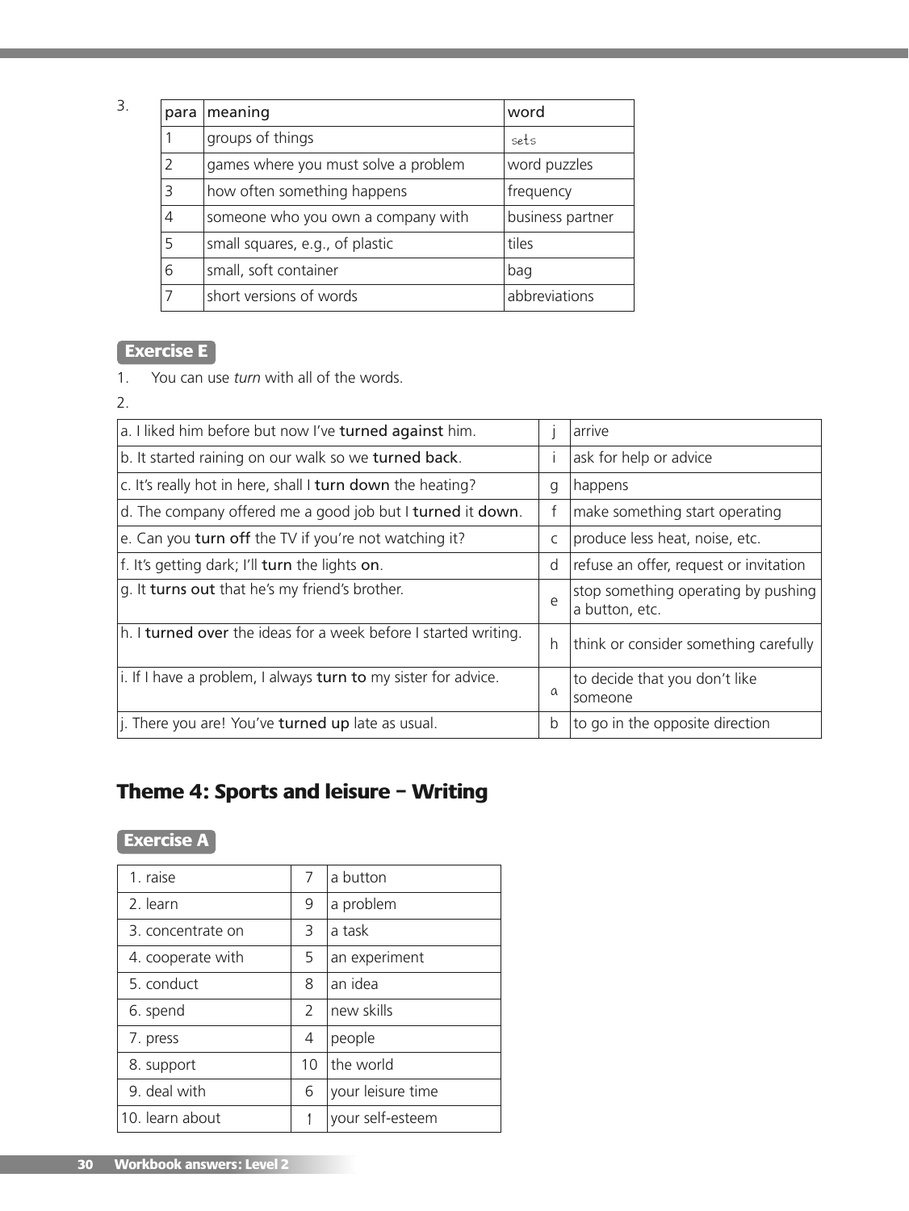3.

| para | meaning | word |
|---|---|---|
| 1 | groups of things | sets |
| 2 | games where you must solve a problem | word puzzles |
| 3 | how often something happens | frequency |
| 4 | someone who you own a company with | business partner |
| 5 | small squares, e.g., of plastic | tiles |
| 6 | small, soft container | bag |
| 7 | short versions of words | abbreviations |

**Exercise E**

1. You can use *turn* with all of the words.

2.

| | | |
|---|---|---|
| a. I liked him before but now I've **turned against** him. | j | arrive |
| b. It started raining on our walk so we **turned back**. | i | ask for help or advice |
| c. It's really hot in here, shall I **turn down** the heating? | g | happens |
| d. The company offered me a good job but I **turned** it **down**. | f | make something start operating |
| e. Can you **turn off** the TV if you're not watching it? | c | produce less heat, noise, etc. |
| f. It's getting dark; I'll **turn** the lights **on**. | d | refuse an offer, request or invitation |
| g. It **turns out** that he's my friend's brother. | e | stop something operating by pushing a button, etc. |
| h. I **turned over** the ideas for a week before I started writing. | h | think or consider something carefully |
| i. If I have a problem, I always **turn to** my sister for advice. | a | to decide that you don't like someone |
| j. There you are! You've **turned up** late as usual. | b | to go in the opposite direction |

## Theme 4: Sports and leisure – Writing

**Exercise A**

| | | |
|---|---|---|
| 1. raise | 7 | a button |
| 2. learn | 9 | a problem |
| 3. concentrate on | 3 | a task |
| 4. cooperate with | 5 | an experiment |
| 5. conduct | 8 | an idea |
| 6. spend | 2 | new skills |
| 7. press | 4 | people |
| 8. support | 10 | the world |
| 9. deal with | 6 | your leisure time |
| 10. learn about | 1 | your self-esteem |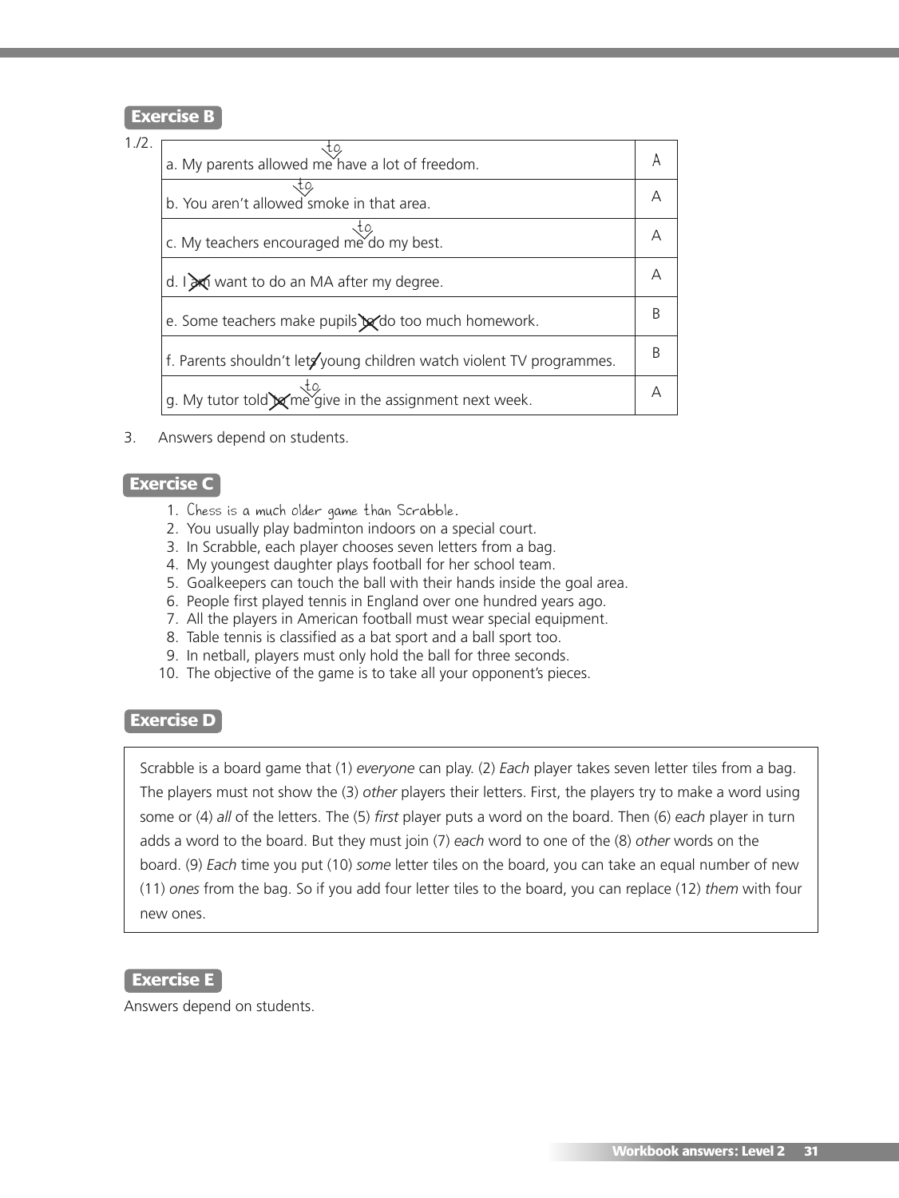**Exercise B**

1./2.

| | |
|---|---|
| a. My parents allowed me [to] have a lot of freedom. | A |
| b. You aren't allowed [to] smoke in that area. | A |
| c. My teachers encouraged me [to] do my best. | A |
| d. I ~~am~~ want to do an MA after my degree. | A |
| e. Some teachers make pupils ~~to~~ do too much homework. | B |
| f. Parents shouldn't let~~s~~ young children watch violent TV programmes. | B |
| g. My tutor told ~~to~~ me [to] give in the assignment next week. | A |

3. Answers depend on students.

**Exercise C**

1. Chess is a much older game than Scrabble.
2. You usually play badminton indoors on a special court.
3. In Scrabble, each player chooses seven letters from a bag.
4. My youngest daughter plays football for her school team.
5. Goalkeepers can touch the ball with their hands inside the goal area.
6. People first played tennis in England over one hundred years ago.
7. All the players in American football must wear special equipment.
8. Table tennis is classified as a bat sport and a ball sport too.
9. In netball, players must only hold the ball for three seconds.
10. The objective of the game is to take all your opponent's pieces.

**Exercise D**

Scrabble is a board game that (1) *everyone* can play. (2) *Each* player takes seven letter tiles from a bag. The players must not show the (3) *other* players their letters. First, the players try to make a word using some or (4) *all* of the letters. The (5) *first* player puts a word on the board. Then (6) *each* player in turn adds a word to the board. But they must join (7) *each* word to one of the (8) *other* words on the board. (9) *Each* time you put (10) *some* letter tiles on the board, you can take an equal number of new (11) *ones* from the bag. So if you add four letter tiles to the board, you can replace (12) *them* with four new ones.

**Exercise E**

Answers depend on students.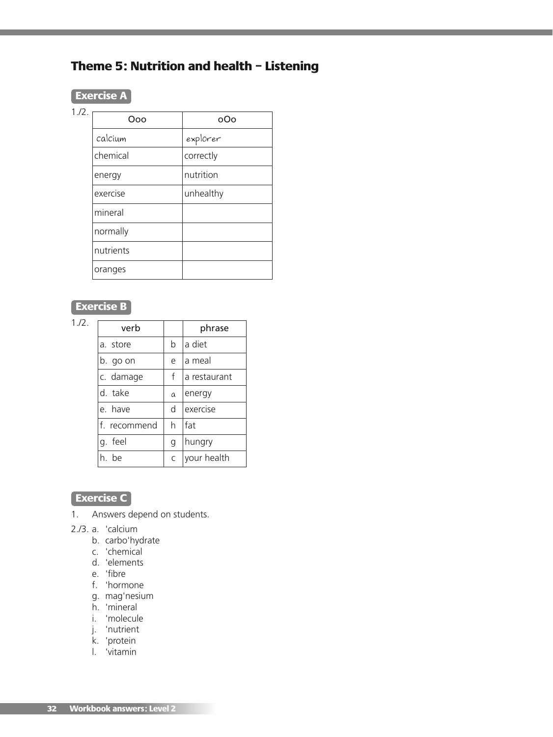## Theme 5: Nutrition and health – Listening

### Exercise A

1./2.

| Ooo | oOo |
| --- | --- |
| calcium | explorer |
| chemical | correctly |
| energy | nutrition |
| exercise | unhealthy |
| mineral | |
| normally | |
| nutrients | |
| oranges | |

### Exercise B

1./2.

| verb | | phrase |
| --- | --- | --- |
| a. store | b | a diet |
| b. go on | e | a meal |
| c. damage | f | a restaurant |
| d. take | a | energy |
| e. have | d | exercise |
| f. recommend | h | fat |
| g. feel | g | hungry |
| h. be | c | your health |

### Exercise C

1. Answers depend on students.

2./3.
a. 'calcium
b. carbo'hydrate
c. 'chemical
d. 'elements
e. 'fibre
f. 'hormone
g. mag'nesium
h. 'mineral
i. 'molecule
j. 'nutrient
k. 'protein
l. 'vitamin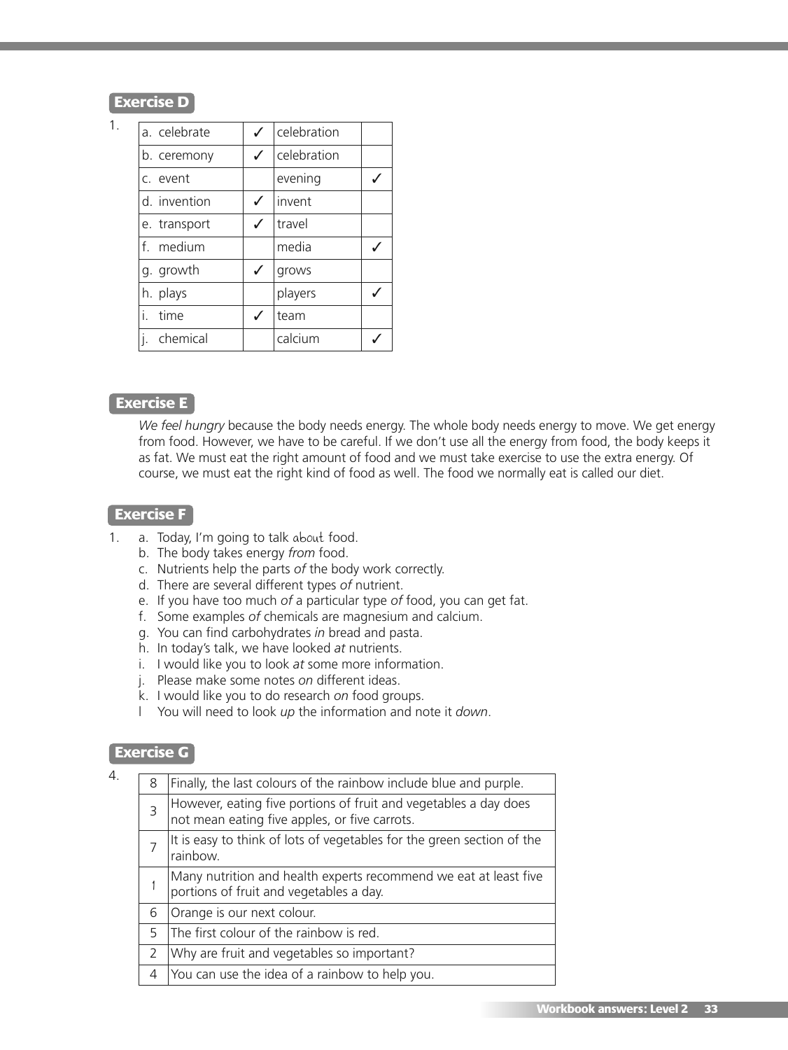## Exercise D

1.

| a. celebrate | ✓ | celebration | |
|---|---|---|---|
| b. ceremony | ✓ | celebration | |
| c. event | | evening | ✓ |
| d. invention | ✓ | invent | |
| e. transport | ✓ | travel | |
| f. medium | | media | ✓ |
| g. growth | ✓ | grows | |
| h. plays | | players | ✓ |
| i. time | ✓ | team | |
| j. chemical | | calcium | ✓ |

## Exercise E

*We feel hungry* because the body needs energy. The whole body needs energy to move. We get energy from food. However, we have to be careful. If we don't use all the energy from food, the body keeps it as fat. We must eat the right amount of food and we must take exercise to use the extra energy. Of course, we must eat the right kind of food as well. The food we normally eat is called our diet.

## Exercise F

1. a. Today, I'm going to talk *about* food.
   b. The body takes energy *from* food.
   c. Nutrients help the parts *of* the body work correctly.
   d. There are several different types *of* nutrient.
   e. If you have too much *of* a particular type *of* food, you can get fat.
   f. Some examples *of* chemicals are magnesium and calcium.
   g. You can find carbohydrates *in* bread and pasta.
   h. In today's talk, we have looked *at* nutrients.
   i. I would like you to look *at* some more information.
   j. Please make some notes *on* different ideas.
   k. I would like you to do research *on* food groups.
   l You will need to look *up* the information and note it *down*.

## Exercise G

4.

| 8 | Finally, the last colours of the rainbow include blue and purple. |
|---|---|
| 3 | However, eating five portions of fruit and vegetables a day does not mean eating five apples, or five carrots. |
| 7 | It is easy to think of lots of vegetables for the green section of the rainbow. |
| 1 | Many nutrition and health experts recommend we eat at least five portions of fruit and vegetables a day. |
| 6 | Orange is our next colour. |
| 5 | The first colour of the rainbow is red. |
| 2 | Why are fruit and vegetables so important? |
| 4 | You can use the idea of a rainbow to help you. |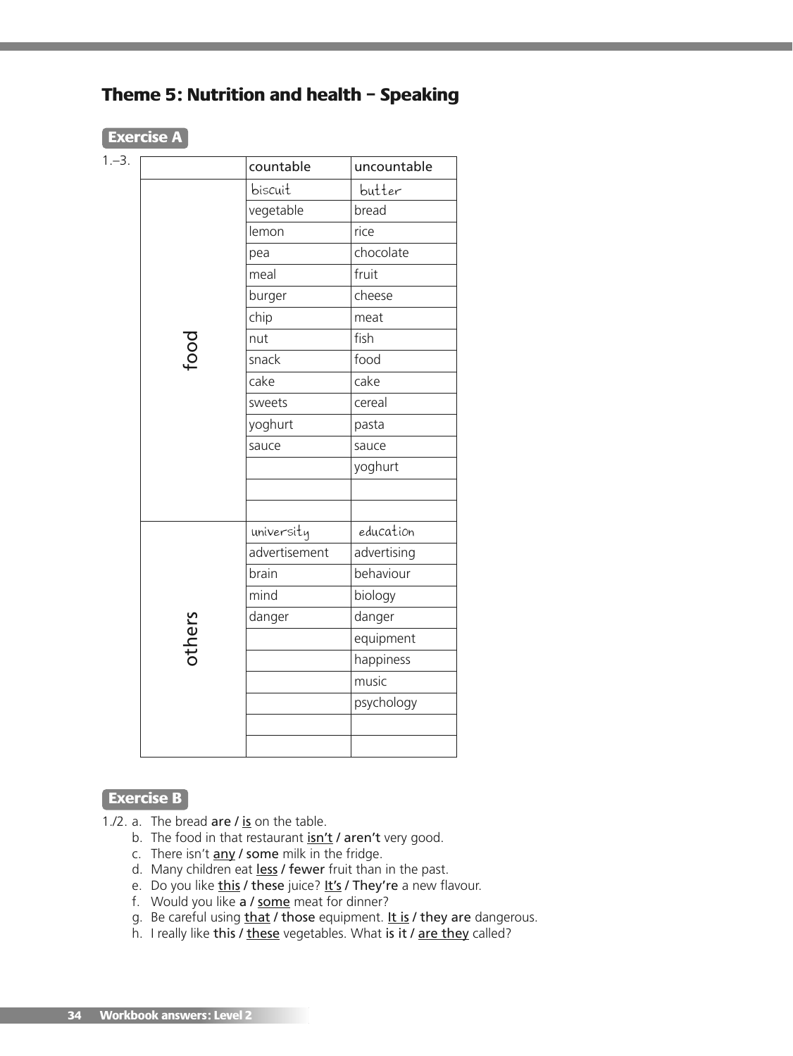## Theme 5: Nutrition and health – Speaking

**Exercise A**

1.–3.

| | countable | uncountable |
|---|---|---|
| food | biscuit | butter |
| | vegetable | bread |
| | lemon | rice |
| | pea | chocolate |
| | meal | fruit |
| | burger | cheese |
| | chip | meat |
| | nut | fish |
| | snack | food |
| | cake | cake |
| | sweets | cereal |
| | yoghurt | pasta |
| | sauce | sauce |
| | | yoghurt |
| | | |
| | | |
| others | university | education |
| | advertisement | advertising |
| | brain | behaviour |
| | mind | biology |
| | danger | danger |
| | | equipment |
| | | happiness |
| | | music |
| | | psychology |
| | | |
| | | |

**Exercise B**

1./2. a. The bread **are** / <u>is</u> on the table.
b. The food in that restaurant <u>isn't</u> / **aren't** very good.
c. There isn't <u>any</u> / **some** milk in the fridge.
d. Many children eat <u>less</u> / **fewer** fruit than in the past.
e. Do you like <u>this</u> / **these** juice? <u>It's</u> / **They're** a new flavour.
f. Would you like **a** / <u>some</u> meat for dinner?
g. Be careful using <u>that</u> / **those** equipment. <u>It is</u> / **they are** dangerous.
h. I really like **this** / <u>these</u> vegetables. What **is it** / <u>are they</u> called?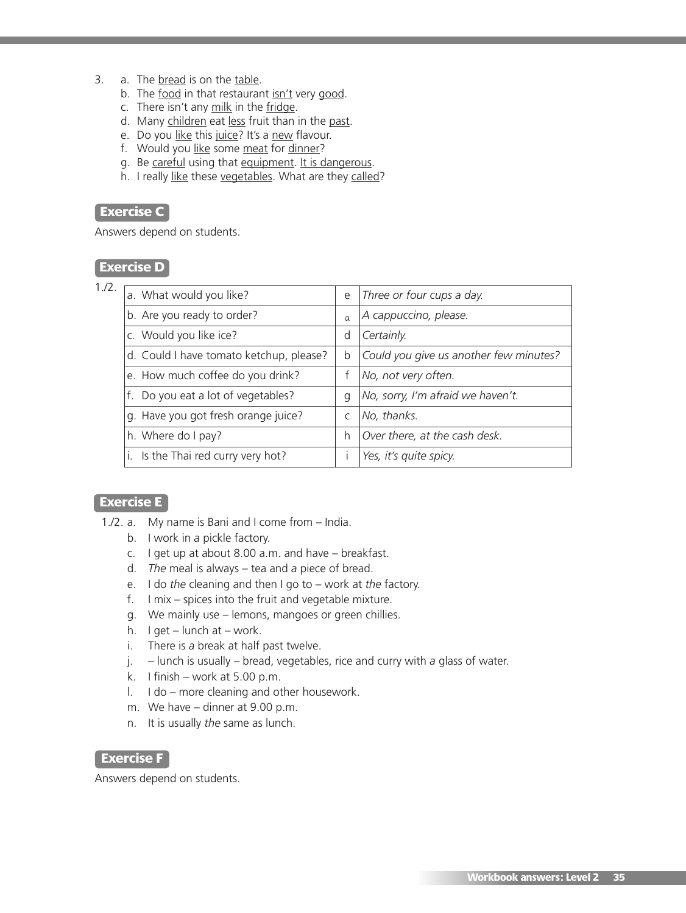3. a. The <u>bread</u> is on the <u>table</u>.
   b. The <u>food</u> in that restaurant <u>isn't</u> very <u>good</u>.
   c. There isn't any <u>milk</u> in the <u>fridge</u>.
   d. Many <u>children</u> eat <u>less</u> fruit than in the <u>past</u>.
   e. Do you <u>like</u> this <u>juice</u>? It's a <u>new</u> flavour.
   f. Would you <u>like</u> some <u>meat</u> for <u>dinner</u>?
   g. Be <u>careful</u> using that <u>equipment</u>. <u>It is dangerous</u>.
   h. I really <u>like</u> these <u>vegetables</u>. What are they <u>called</u>?

## Exercise C

Answers depend on students.

## Exercise D

1./2.

| | | |
|---|---|---|
| a. What would you like? | e | *Three or four cups a day.* |
| b. Are you ready to order? | a | *A cappuccino, please.* |
| c. Would you like ice? | d | *Certainly.* |
| d. Could I have tomato ketchup, please? | b | *Could you give us another few minutes?* |
| e. How much coffee do you drink? | f | *No, not very often.* |
| f. Do you eat a lot of vegetables? | g | *No, sorry, I'm afraid we haven't.* |
| g. Have you got fresh orange juice? | c | *No, thanks.* |
| h. Where do I pay? | h | *Over there, at the cash desk.* |
| i. Is the Thai red curry very hot? | i | *Yes, it's quite spicy.* |

## Exercise E

1./2. a. My name is Bani and I come from – India.
   b. I work in *a* pickle factory.
   c. I get up at about 8.00 a.m. and have – breakfast.
   d. *The* meal is always – tea and *a* piece of bread.
   e. I do *the* cleaning and then I go to – work at *the* factory.
   f. I mix – spices into the fruit and vegetable mixture.
   g. We mainly use – lemons, mangoes or green chillies.
   h. I get – lunch at – work.
   i. There is *a* break at half past twelve.
   j. – lunch is usually – bread, vegetables, rice and curry with *a* glass of water.
   k. I finish – work at 5.00 p.m.
   l. I do – more cleaning and other housework.
   m. We have – dinner at 9.00 p.m.
   n. It is usually *the* same as lunch.

## Exercise F

Answers depend on students.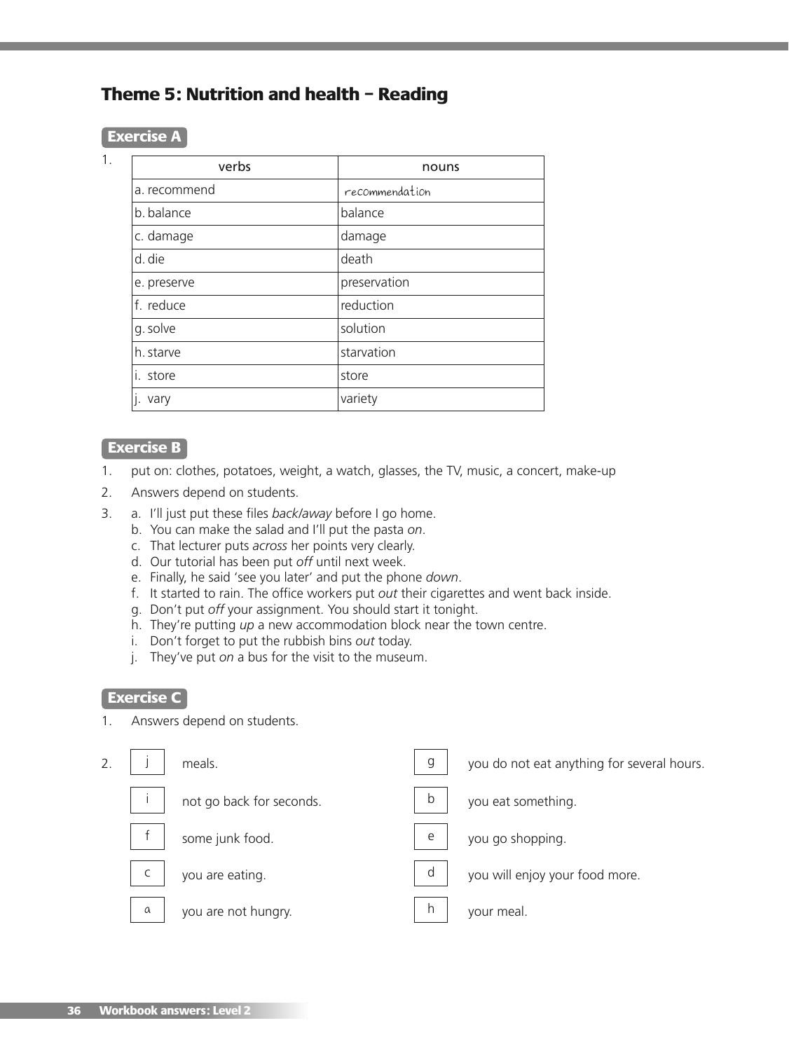## Theme 5: Nutrition and health – Reading

### Exercise A

1.

| verbs | nouns |
|---|---|
| a. recommend | recommendation |
| b. balance | balance |
| c. damage | damage |
| d. die | death |
| e. preserve | preservation |
| f. reduce | reduction |
| g. solve | solution |
| h. starve | starvation |
| i. store | store |
| j. vary | variety |

### Exercise B

1. put on: clothes, potatoes, weight, a watch, glasses, the TV, music, a concert, make-up
2. Answers depend on students.
3. a. I'll just put these files *back/away* before I go home.
   b. You can make the salad and I'll put the pasta *on*.
   c. That lecturer puts *across* her points very clearly.
   d. Our tutorial has been put *off* until next week.
   e. Finally, he said 'see you later' and put the phone *down*.
   f. It started to rain. The office workers put *out* their cigarettes and went back inside.
   g. Don't put *off* your assignment. You should start it tonight.
   h. They're putting *up* a new accommodation block near the town centre.
   i. Don't forget to put the rubbish bins *out* today.
   j. They've put *on* a bus for the visit to the museum.

### Exercise C

1. Answers depend on students.
2. 

| | | | |
|---|---|---|---|
| j | meals. | g | you do not eat anything for several hours. |
| i | not go back for seconds. | b | you eat something. |
| f | some junk food. | e | you go shopping. |
| c | you are eating. | d | you will enjoy your food more. |
| a | you are not hungry. | h | your meal. |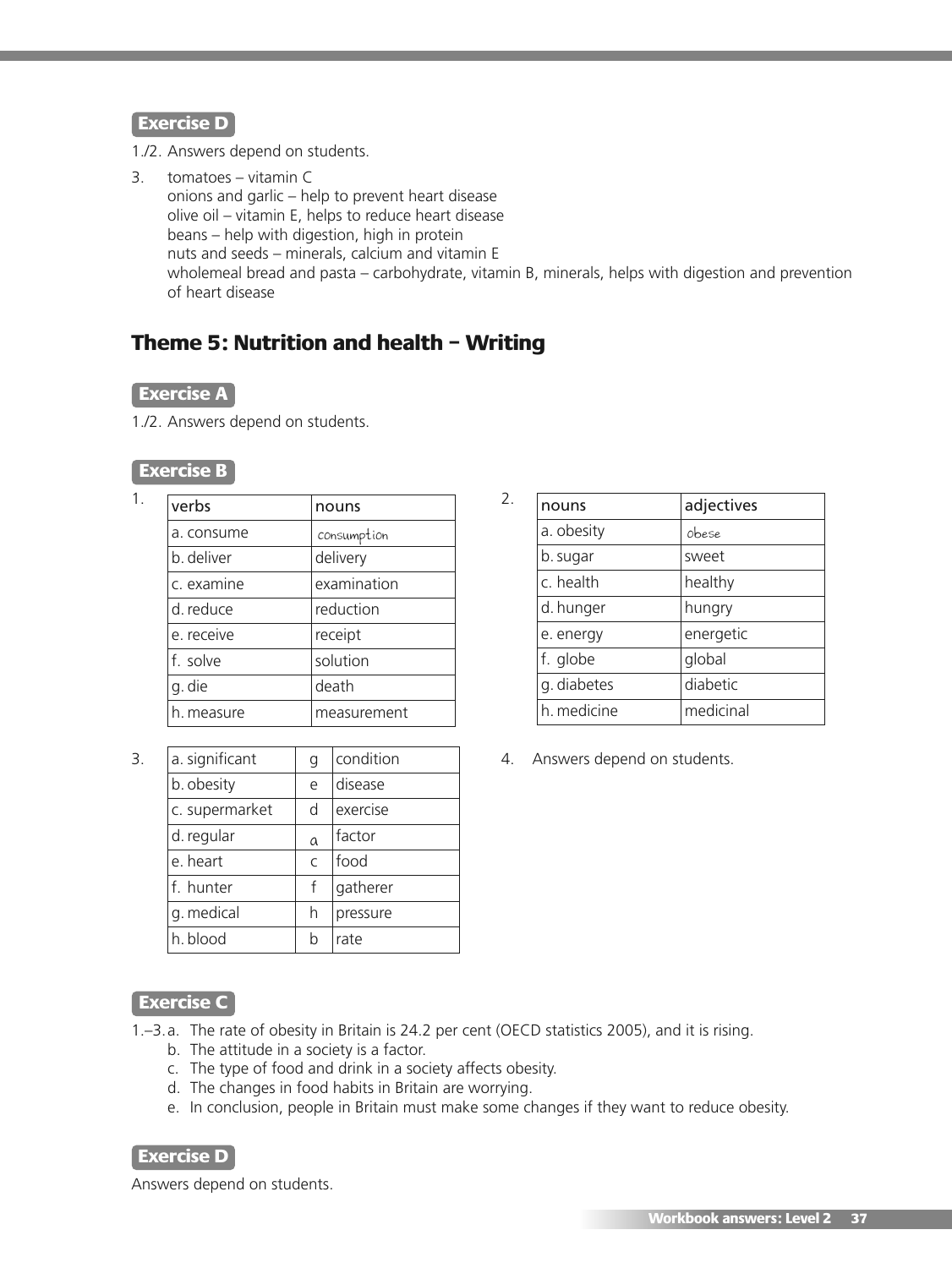**Exercise D**

1./2. Answers depend on students.

3. tomatoes – vitamin C
   onions and garlic – help to prevent heart disease
   olive oil – vitamin E, helps to reduce heart disease
   beans – help with digestion, high in protein
   nuts and seeds – minerals, calcium and vitamin E
   wholemeal bread and pasta – carbohydrate, vitamin B, minerals, helps with digestion and prevention of heart disease

## Theme 5: Nutrition and health – Writing

**Exercise A**

1./2. Answers depend on students.

**Exercise B**

1.

| verbs | nouns |
|---|---|
| a. consume | consumption |
| b. deliver | delivery |
| c. examine | examination |
| d. reduce | reduction |
| e. receive | receipt |
| f. solve | solution |
| g. die | death |
| h. measure | measurement |

2.

| nouns | adjectives |
|---|---|
| a. obesity | obese |
| b. sugar | sweet |
| c. health | healthy |
| d. hunger | hungry |
| e. energy | energetic |
| f. globe | global |
| g. diabetes | diabetic |
| h. medicine | medicinal |

3.

| | | |
|---|---|---|
| a. significant | g | condition |
| b. obesity | e | disease |
| c. supermarket | d | exercise |
| d. regular | a | factor |
| e. heart | c | food |
| f. hunter | f | gatherer |
| g. medical | h | pressure |
| h. blood | b | rate |

4. Answers depend on students.

**Exercise C**

1.–3.
a. The rate of obesity in Britain is 24.2 per cent (OECD statistics 2005), and it is rising.
b. The attitude in a society is a factor.
c. The type of food and drink in a society affects obesity.
d. The changes in food habits in Britain are worrying.
e. In conclusion, people in Britain must make some changes if they want to reduce obesity.

**Exercise D**

Answers depend on students.